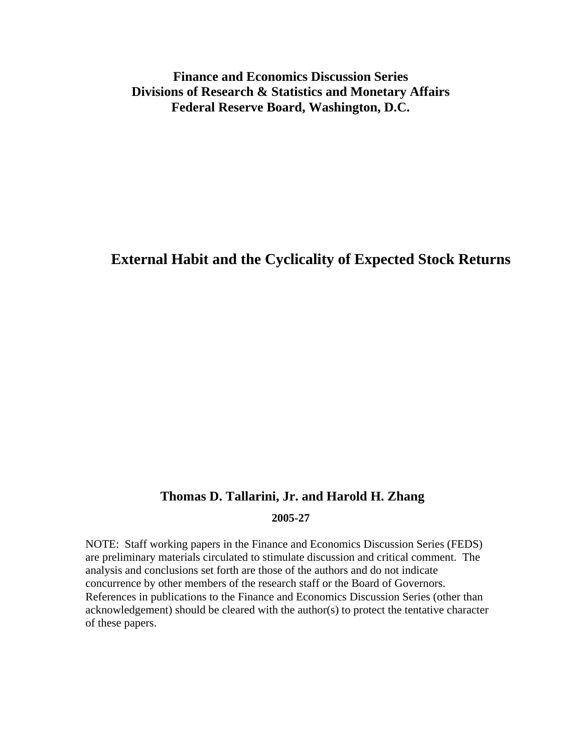**Finance and Economics Discussion Series**
**Divisions of Research & Statistics and Monetary Affairs**
**Federal Reserve Board, Washington, D.C.**

# External Habit and the Cyclicality of Expected Stock Returns

**Thomas D. Tallarini, Jr. and Harold H. Zhang**

**2005-27**

NOTE: Staff working papers in the Finance and Economics Discussion Series (FEDS) are preliminary materials circulated to stimulate discussion and critical comment. The analysis and conclusions set forth are those of the authors and do not indicate concurrence by other members of the research staff or the Board of Governors. References in publications to the Finance and Economics Discussion Series (other than acknowledgement) should be cleared with the author(s) to protect the tentative character of these papers.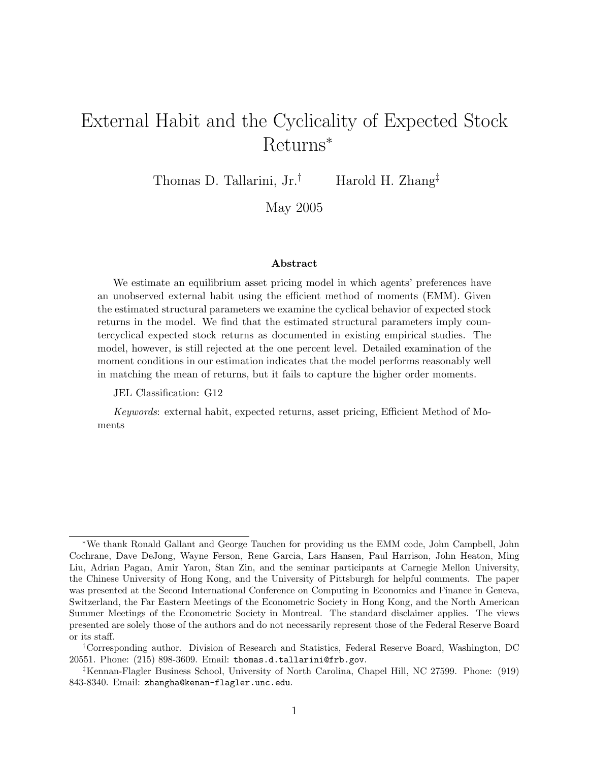# External Habit and the Cyclicality of Expected Stock Returns*

Thomas D. Tallarini, Jr.[†] Harold H. Zhang[‡]

May 2005

### Abstract

We estimate an equilibrium asset pricing model in which agents' preferences have an unobserved external habit using the efficient method of moments (EMM). Given the estimated structural parameters we examine the cyclical behavior of expected stock returns in the model. We find that the estimated structural parameters imply countercyclical expected stock returns as documented in existing empirical studies. The model, however, is still rejected at the one percent level. Detailed examination of the moment conditions in our estimation indicates that the model performs reasonably well in matching the mean of returns, but it fails to capture the higher order moments.

JEL Classification: G12

*Keywords*: external habit, expected returns, asset pricing, Efficient Method of Moments

---

*We thank Ronald Gallant and George Tauchen for providing us the EMM code, John Campbell, John Cochrane, Dave DeJong, Wayne Ferson, Rene Garcia, Lars Hansen, Paul Harrison, John Heaton, Ming Liu, Adrian Pagan, Amir Yaron, Stan Zin, and the seminar participants at Carnegie Mellon University, the Chinese University of Hong Kong, and the University of Pittsburgh for helpful comments. The paper was presented at the Second International Conference on Computing in Economics and Finance in Geneva, Switzerland, the Far Eastern Meetings of the Econometric Society in Hong Kong, and the North American Summer Meetings of the Econometric Society in Montreal. The standard disclaimer applies. The views presented are solely those of the authors and do not necessarily represent those of the Federal Reserve Board or its staff.

[†]Corresponding author. Division of Research and Statistics, Federal Reserve Board, Washington, DC 20551. Phone: (215) 898-3609. Email: thomas.d.tallarini@frb.gov.

[‡]Kennan-Flagler Business School, University of North Carolina, Chapel Hill, NC 27599. Phone: (919) 843-8340. Email: zhangha@kenan-flagler.unc.edu.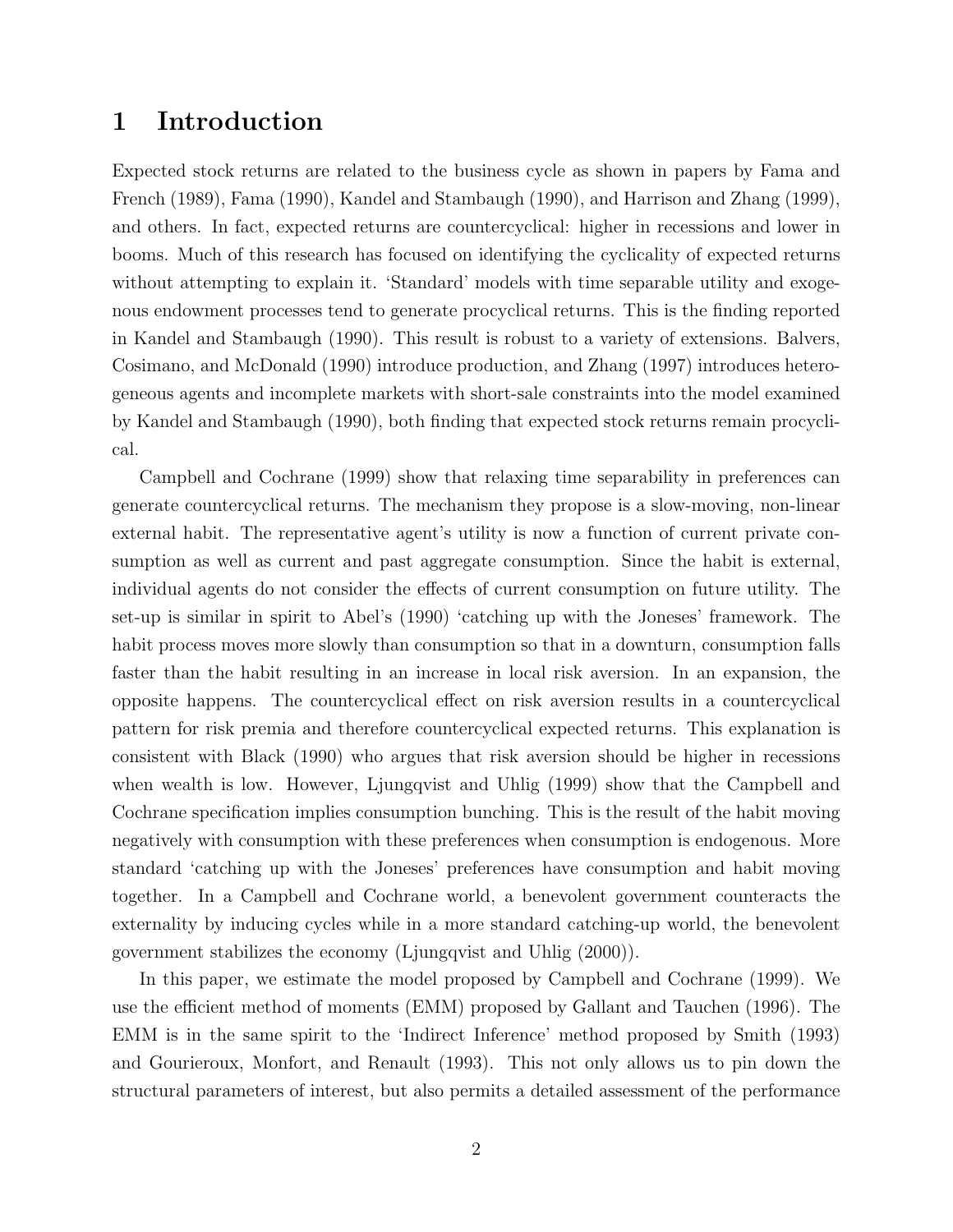# 1 Introduction

Expected stock returns are related to the business cycle as shown in papers by Fama and French (1989), Fama (1990), Kandel and Stambaugh (1990), and Harrison and Zhang (1999), and others. In fact, expected returns are countercyclical: higher in recessions and lower in booms. Much of this research has focused on identifying the cyclicality of expected returns without attempting to explain it. 'Standard' models with time separable utility and exogenous endowment processes tend to generate procyclical returns. This is the finding reported in Kandel and Stambaugh (1990). This result is robust to a variety of extensions. Balvers, Cosimano, and McDonald (1990) introduce production, and Zhang (1997) introduces heterogeneous agents and incomplete markets with short-sale constraints into the model examined by Kandel and Stambaugh (1990), both finding that expected stock returns remain procyclical.

Campbell and Cochrane (1999) show that relaxing time separability in preferences can generate countercyclical returns. The mechanism they propose is a slow-moving, non-linear external habit. The representative agent's utility is now a function of current private consumption as well as current and past aggregate consumption. Since the habit is external, individual agents do not consider the effects of current consumption on future utility. The set-up is similar in spirit to Abel's (1990) 'catching up with the Joneses' framework. The habit process moves more slowly than consumption so that in a downturn, consumption falls faster than the habit resulting in an increase in local risk aversion. In an expansion, the opposite happens. The countercyclical effect on risk aversion results in a countercyclical pattern for risk premia and therefore countercyclical expected returns. This explanation is consistent with Black (1990) who argues that risk aversion should be higher in recessions when wealth is low. However, Ljungqvist and Uhlig (1999) show that the Campbell and Cochrane specification implies consumption bunching. This is the result of the habit moving negatively with consumption with these preferences when consumption is endogenous. More standard 'catching up with the Joneses' preferences have consumption and habit moving together. In a Campbell and Cochrane world, a benevolent government counteracts the externality by inducing cycles while in a more standard catching-up world, the benevolent government stabilizes the economy (Ljungqvist and Uhlig (2000)).

In this paper, we estimate the model proposed by Campbell and Cochrane (1999). We use the efficient method of moments (EMM) proposed by Gallant and Tauchen (1996). The EMM is in the same spirit to the 'Indirect Inference' method proposed by Smith (1993) and Gourieroux, Monfort, and Renault (1993). This not only allows us to pin down the structural parameters of interest, but also permits a detailed assessment of the performance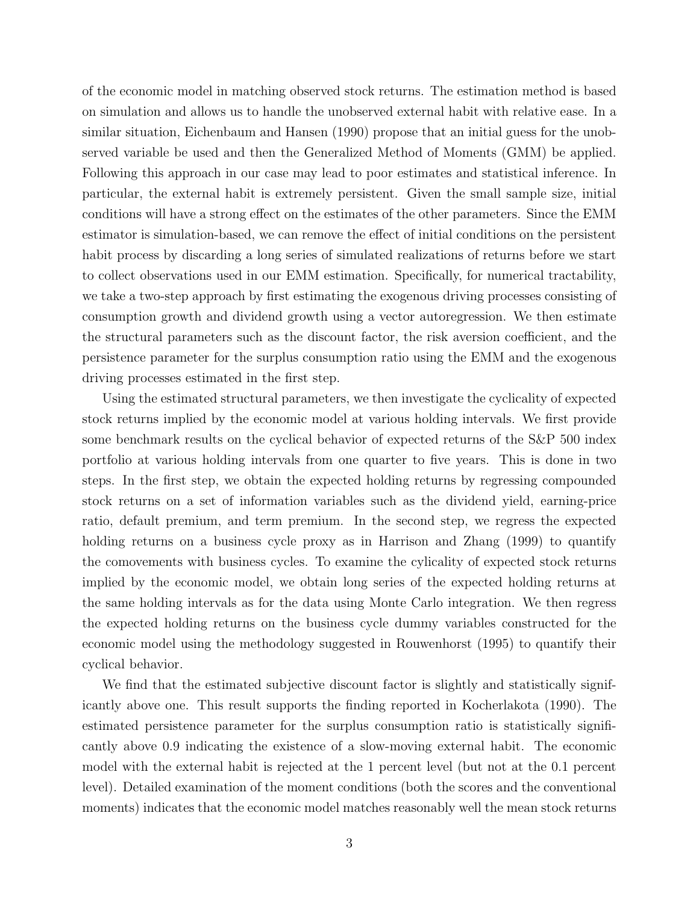of the economic model in matching observed stock returns. The estimation method is based on simulation and allows us to handle the unobserved external habit with relative ease. In a similar situation, Eichenbaum and Hansen (1990) propose that an initial guess for the unobserved variable be used and then the Generalized Method of Moments (GMM) be applied. Following this approach in our case may lead to poor estimates and statistical inference. In particular, the external habit is extremely persistent. Given the small sample size, initial conditions will have a strong effect on the estimates of the other parameters. Since the EMM estimator is simulation-based, we can remove the effect of initial conditions on the persistent habit process by discarding a long series of simulated realizations of returns before we start to collect observations used in our EMM estimation. Specifically, for numerical tractability, we take a two-step approach by first estimating the exogenous driving processes consisting of consumption growth and dividend growth using a vector autoregression. We then estimate the structural parameters such as the discount factor, the risk aversion coefficient, and the persistence parameter for the surplus consumption ratio using the EMM and the exogenous driving processes estimated in the first step.

Using the estimated structural parameters, we then investigate the cyclicality of expected stock returns implied by the economic model at various holding intervals. We first provide some benchmark results on the cyclical behavior of expected returns of the S&P 500 index portfolio at various holding intervals from one quarter to five years. This is done in two steps. In the first step, we obtain the expected holding returns by regressing compounded stock returns on a set of information variables such as the dividend yield, earning-price ratio, default premium, and term premium. In the second step, we regress the expected holding returns on a business cycle proxy as in Harrison and Zhang (1999) to quantify the comovements with business cycles. To examine the cylicality of expected stock returns implied by the economic model, we obtain long series of the expected holding returns at the same holding intervals as for the data using Monte Carlo integration. We then regress the expected holding returns on the business cycle dummy variables constructed for the economic model using the methodology suggested in Rouwenhorst (1995) to quantify their cyclical behavior.

We find that the estimated subjective discount factor is slightly and statistically significantly above one. This result supports the finding reported in Kocherlakota (1990). The estimated persistence parameter for the surplus consumption ratio is statistically significantly above 0.9 indicating the existence of a slow-moving external habit. The economic model with the external habit is rejected at the 1 percent level (but not at the 0.1 percent level). Detailed examination of the moment conditions (both the scores and the conventional moments) indicates that the economic model matches reasonably well the mean stock returns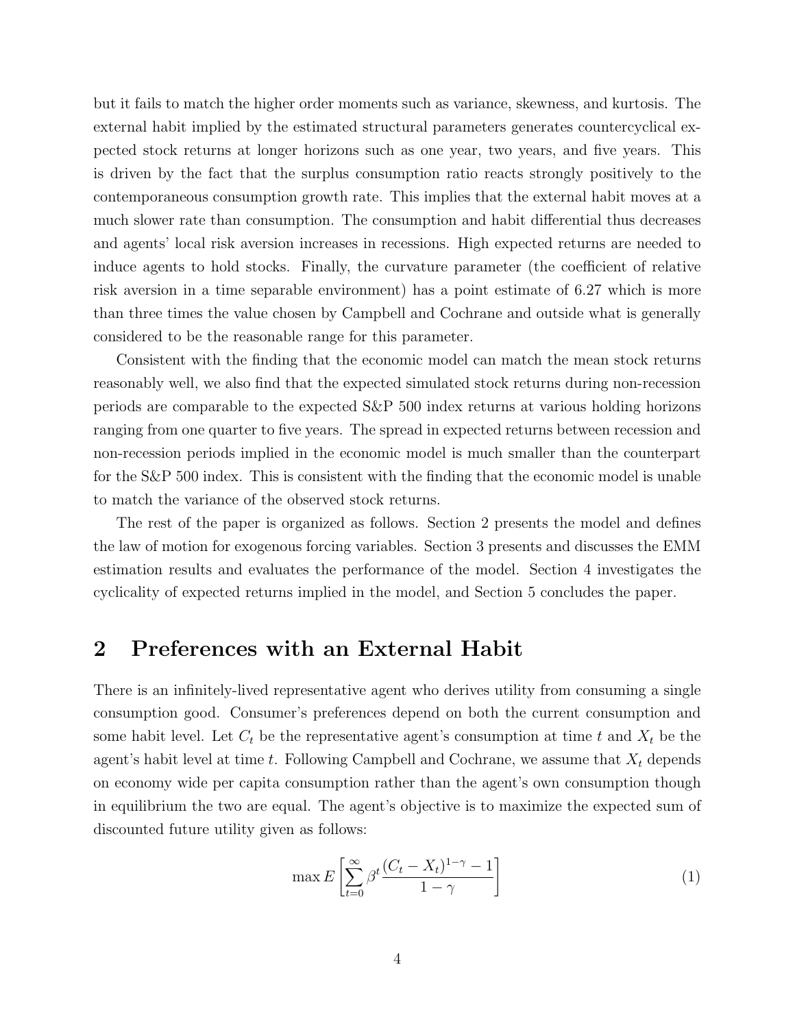but it fails to match the higher order moments such as variance, skewness, and kurtosis. The external habit implied by the estimated structural parameters generates countercyclical expected stock returns at longer horizons such as one year, two years, and five years. This is driven by the fact that the surplus consumption ratio reacts strongly positively to the contemporaneous consumption growth rate. This implies that the external habit moves at a much slower rate than consumption. The consumption and habit differential thus decreases and agents' local risk aversion increases in recessions. High expected returns are needed to induce agents to hold stocks. Finally, the curvature parameter (the coefficient of relative risk aversion in a time separable environment) has a point estimate of 6.27 which is more than three times the value chosen by Campbell and Cochrane and outside what is generally considered to be the reasonable range for this parameter.

Consistent with the finding that the economic model can match the mean stock returns reasonably well, we also find that the expected simulated stock returns during non-recession periods are comparable to the expected S&P 500 index returns at various holding horizons ranging from one quarter to five years. The spread in expected returns between recession and non-recession periods implied in the economic model is much smaller than the counterpart for the S&P 500 index. This is consistent with the finding that the economic model is unable to match the variance of the observed stock returns.

The rest of the paper is organized as follows. Section 2 presents the model and defines the law of motion for exogenous forcing variables. Section 3 presents and discusses the EMM estimation results and evaluates the performance of the model. Section 4 investigates the cyclicality of expected returns implied in the model, and Section 5 concludes the paper.

## 2 Preferences with an External Habit

There is an infinitely-lived representative agent who derives utility from consuming a single consumption good. Consumer's preferences depend on both the current consumption and some habit level. Let $C_t$ be the representative agent's consumption at time $t$ and $X_t$ be the agent's habit level at time $t$. Following Campbell and Cochrane, we assume that $X_t$ depends on economy wide per capita consumption rather than the agent's own consumption though in equilibrium the two are equal. The agent's objective is to maximize the expected sum of discounted future utility given as follows:

$$\max E\left[\sum_{t=0}^{\infty}\beta^t\frac{(C_t-X_t)^{1-\gamma}-1}{1-\gamma}\right] \tag{1}$$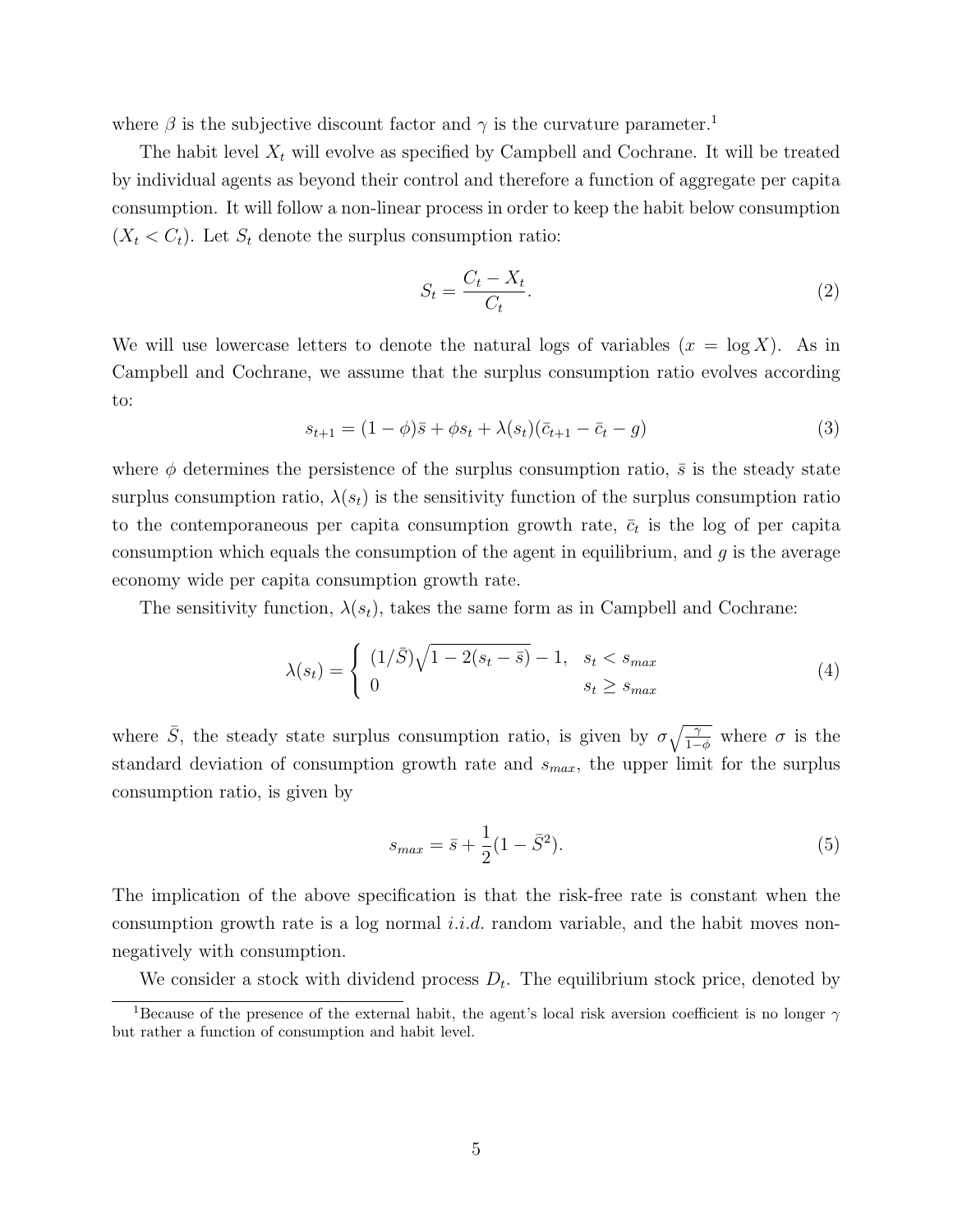where $\beta$ is the subjective discount factor and $\gamma$ is the curvature parameter.[1]

The habit level $X_t$ will evolve as specified by Campbell and Cochrane. It will be treated by individual agents as beyond their control and therefore a function of aggregate per capita consumption. It will follow a non-linear process in order to keep the habit below consumption ($X_t < C_t$). Let $S_t$ denote the surplus consumption ratio:

$$S_t = \frac{C_t - X_t}{C_t}. \tag{2}$$

We will use lowercase letters to denote the natural logs of variables ($x = \log X$). As in Campbell and Cochrane, we assume that the surplus consumption ratio evolves according to:

$$s_{t+1} = (1-\phi)\bar{s} + \phi s_t + \lambda(s_t)(\bar{c}_{t+1} - \bar{c}_t - g) \tag{3}$$

where $\phi$ determines the persistence of the surplus consumption ratio, $\bar{s}$ is the steady state surplus consumption ratio, $\lambda(s_t)$ is the sensitivity function of the surplus consumption ratio to the contemporaneous per capita consumption growth rate, $\bar{c}_t$ is the log of per capita consumption which equals the consumption of the agent in equilibrium, and $g$ is the average economy wide per capita consumption growth rate.

The sensitivity function, $\lambda(s_t)$, takes the same form as in Campbell and Cochrane:

$$\lambda(s_t) = \begin{cases} (1/\bar{S})\sqrt{1 - 2(s_t - \bar{s})} - 1, & s_t < s_{max} \\ 0 & s_t \geq s_{max} \end{cases} \tag{4}$$

where $\bar{S}$, the steady state surplus consumption ratio, is given by $\sigma\sqrt{\frac{\gamma}{1-\phi}}$ where $\sigma$ is the standard deviation of consumption growth rate and $s_{max}$, the upper limit for the surplus consumption ratio, is given by

$$s_{max} = \bar{s} + \frac{1}{2}(1 - \bar{S}^2). \tag{5}$$

The implication of the above specification is that the risk-free rate is constant when the consumption growth rate is a log normal *i.i.d.* random variable, and the habit moves non-negatively with consumption.

We consider a stock with dividend process $D_t$. The equilibrium stock price, denoted by

[1] Because of the presence of the external habit, the agent's local risk aversion coefficient is no longer $\gamma$ but rather a function of consumption and habit level.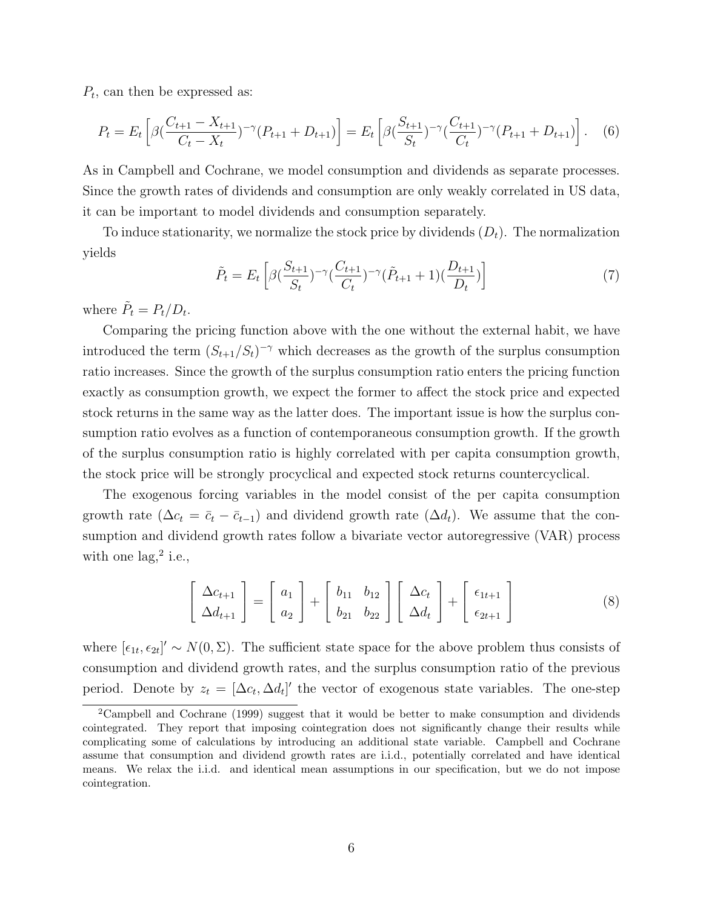$P_t$, can then be expressed as:

$$P_t = E_t\left[\beta(\frac{C_{t+1} - X_{t+1}}{C_t - X_t})^{-\gamma}(P_{t+1} + D_{t+1})\right] = E_t\left[\beta(\frac{S_{t+1}}{S_t})^{-\gamma}(\frac{C_{t+1}}{C_t})^{-\gamma}(P_{t+1} + D_{t+1})\right]. \quad (6)$$

As in Campbell and Cochrane, we model consumption and dividends as separate processes. Since the growth rates of dividends and consumption are only weakly correlated in US data, it can be important to model dividends and consumption separately.

To induce stationarity, we normalize the stock price by dividends ($D_t$). The normalization yields

$$\tilde{P}_t = E_t\left[\beta(\frac{S_{t+1}}{S_t})^{-\gamma}(\frac{C_{t+1}}{C_t})^{-\gamma}(\tilde{P}_{t+1} + 1)(\frac{D_{t+1}}{D_t})\right] \quad (7)$$

where $\tilde{P}_t = P_t/D_t$.

Comparing the pricing function above with the one without the external habit, we have introduced the term $(S_{t+1}/S_t)^{-\gamma}$ which decreases as the growth of the surplus consumption ratio increases. Since the growth of the surplus consumption ratio enters the pricing function exactly as consumption growth, we expect the former to affect the stock price and expected stock returns in the same way as the latter does. The important issue is how the surplus consumption ratio evolves as a function of contemporaneous consumption growth. If the growth of the surplus consumption ratio is highly correlated with per capita consumption growth, the stock price will be strongly procyclical and expected stock returns countercyclical.

The exogenous forcing variables in the model consist of the per capita consumption growth rate ($\Delta c_t = \bar{c}_t - \bar{c}_{t-1}$) and dividend growth rate ($\Delta d_t$). We assume that the consumption and dividend growth rates follow a bivariate vector autoregressive (VAR) process with one lag,[2] i.e.,

$$\begin{bmatrix} \Delta c_{t+1} \\ \Delta d_{t+1} \end{bmatrix} = \begin{bmatrix} a_1 \\ a_2 \end{bmatrix} + \begin{bmatrix} b_{11} & b_{12} \\ b_{21} & b_{22} \end{bmatrix} \begin{bmatrix} \Delta c_t \\ \Delta d_t \end{bmatrix} + \begin{bmatrix} \epsilon_{1t+1} \\ \epsilon_{2t+1} \end{bmatrix} \quad (8)$$

where $[\epsilon_{1t}, \epsilon_{2t}]' \sim N(0, \Sigma)$. The sufficient state space for the above problem thus consists of consumption and dividend growth rates, and the surplus consumption ratio of the previous period. Denote by $z_t = [\Delta c_t, \Delta d_t]'$ the vector of exogenous state variables. The one-step

[2] Campbell and Cochrane (1999) suggest that it would be better to make consumption and dividends cointegrated. They report that imposing cointegration does not significantly change their results while complicating some of calculations by introducing an additional state variable. Campbell and Cochrane assume that consumption and dividend growth rates are i.i.d., potentially correlated and have identical means. We relax the i.i.d. and identical mean assumptions in our specification, but we do not impose cointegration.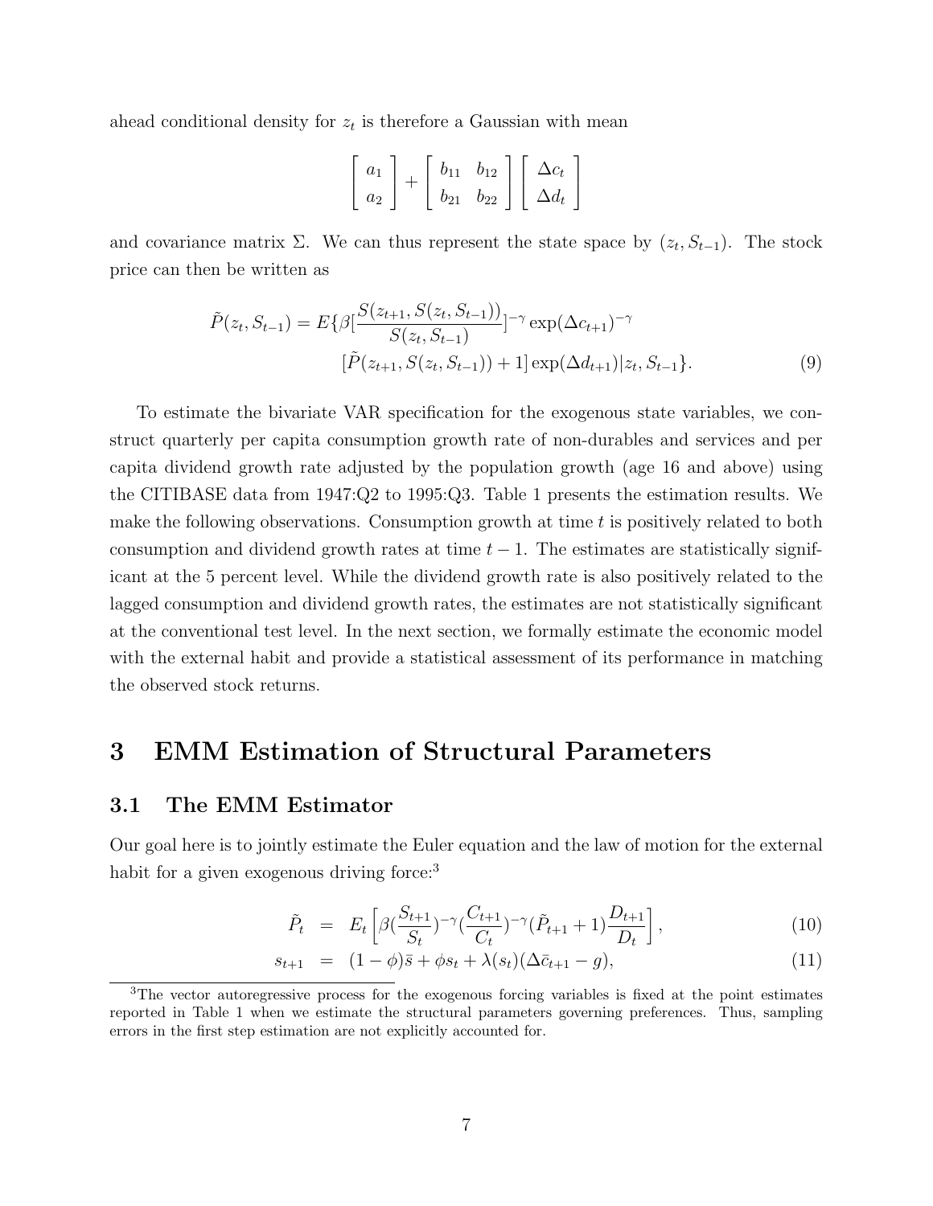ahead conditional density for $z_t$ is therefore a Gaussian with mean

$$
\begin{bmatrix} a_1 \\ a_2 \end{bmatrix} + \begin{bmatrix} b_{11} & b_{12} \\ b_{21} & b_{22} \end{bmatrix} \begin{bmatrix} \Delta c_t \\ \Delta d_t \end{bmatrix}
$$

and covariance matrix $\Sigma$. We can thus represent the state space by $(z_t, S_{t-1})$. The stock price can then be written as

$$
\begin{aligned}
\tilde{P}(z_t, S_{t-1}) = E\{\beta[\frac{S(z_{t+1}, S(z_t, S_{t-1}))}{S(z_t, S_{t-1})}]^{-\gamma} \exp(\Delta c_{t+1})^{-\gamma} \\
[\tilde{P}(z_{t+1}, S(z_t, S_{t-1})) + 1] \exp(\Delta d_{t+1}) | z_t, S_{t-1}\}. \qquad (9)
\end{aligned}
$$

To estimate the bivariate VAR specification for the exogenous state variables, we construct quarterly per capita consumption growth rate of non-durables and services and per capita dividend growth rate adjusted by the population growth (age 16 and above) using the CITIBASE data from 1947:Q2 to 1995:Q3. Table 1 presents the estimation results. We make the following observations. Consumption growth at time $t$ is positively related to both consumption and dividend growth rates at time $t-1$. The estimates are statistically significant at the 5 percent level. While the dividend growth rate is also positively related to the lagged consumption and dividend growth rates, the estimates are not statistically significant at the conventional test level. In the next section, we formally estimate the economic model with the external habit and provide a statistical assessment of its performance in matching the observed stock returns.

# 3 EMM Estimation of Structural Parameters

## 3.1 The EMM Estimator

Our goal here is to jointly estimate the Euler equation and the law of motion for the external habit for a given exogenous driving force:[3]

$$
\begin{aligned}
\tilde{P}_t &= E_t\left[\beta(\frac{S_{t+1}}{S_t})^{-\gamma}(\frac{C_{t+1}}{C_t})^{-\gamma}(\tilde{P}_{t+1}+1)\frac{D_{t+1}}{D_t}\right], \qquad (10) \\
s_{t+1} &= (1-\phi)\bar{s} + \phi s_t + \lambda(s_t)(\Delta \bar{c}_{t+1} - g), \qquad (11)
\end{aligned}
$$

[3]The vector autoregressive process for the exogenous forcing variables is fixed at the point estimates reported in Table 1 when we estimate the structural parameters governing preferences. Thus, sampling errors in the first step estimation are not explicitly accounted for.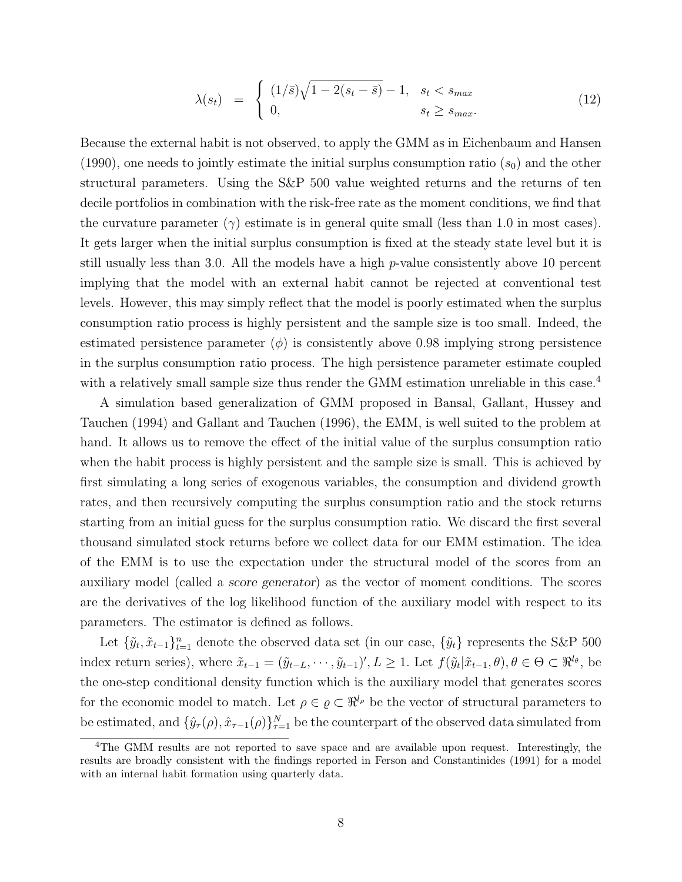$$
\lambda(s_t) = \begin{cases} (1/\bar{s})\sqrt{1-2(s_t-\bar{s})}-1, & s_t < s_{max} \\ 0, & s_t \geq s_{max}. \end{cases} \tag{12}
$$

Because the external habit is not observed, to apply the GMM as in Eichenbaum and Hansen (1990), one needs to jointly estimate the initial surplus consumption ratio ($s_0$) and the other structural parameters. Using the S&P 500 value weighted returns and the returns of ten decile portfolios in combination with the risk-free rate as the moment conditions, we find that the curvature parameter ($\gamma$) estimate is in general quite small (less than 1.0 in most cases). It gets larger when the initial surplus consumption is fixed at the steady state level but it is still usually less than 3.0. All the models have a high $p$-value consistently above 10 percent implying that the model with an external habit cannot be rejected at conventional test levels. However, this may simply reflect that the model is poorly estimated when the surplus consumption ratio process is highly persistent and the sample size is too small. Indeed, the estimated persistence parameter ($\phi$) is consistently above 0.98 implying strong persistence in the surplus consumption ratio process. The high persistence parameter estimate coupled with a relatively small sample size thus render the GMM estimation unreliable in this case.[4]

A simulation based generalization of GMM proposed in Bansal, Gallant, Hussey and Tauchen (1994) and Gallant and Tauchen (1996), the EMM, is well suited to the problem at hand. It allows us to remove the effect of the initial value of the surplus consumption ratio when the habit process is highly persistent and the sample size is small. This is achieved by first simulating a long series of exogenous variables, the consumption and dividend growth rates, and then recursively computing the surplus consumption ratio and the stock returns starting from an initial guess for the surplus consumption ratio. We discard the first several thousand simulated stock returns before we collect data for our EMM estimation. The idea of the EMM is to use the expectation under the structural model of the scores from an auxiliary model (called a *score generator*) as the vector of moment conditions. The scores are the derivatives of the log likelihood function of the auxiliary model with respect to its parameters. The estimator is defined as follows.

Let $\{\tilde{y}_t, \tilde{x}_{t-1}\}_{t=1}^n$ denote the observed data set (in our case, $\{\tilde{y}_t\}$ represents the S&P 500 index return series), where $\tilde{x}_{t-1} = (\tilde{y}_{t-L}, \cdots, \tilde{y}_{t-1})', L \geq 1$. Let $f(\tilde{y}_t|\tilde{x}_{t-1}, \theta), \theta \in \Theta \subset \Re^{l_\theta}$, be the one-step conditional density function which is the auxiliary model that generates scores for the economic model to match. Let $\rho \in \varrho \subset \Re^{l_\rho}$ be the vector of structural parameters to be estimated, and $\{\hat{y}_\tau(\rho), \hat{x}_{\tau-1}(\rho)\}_{\tau=1}^N$ be the counterpart of the observed data simulated from

[4] The GMM results are not reported to save space and are available upon request. Interestingly, the results are broadly consistent with the findings reported in Ferson and Constantinides (1991) for a model with an internal habit formation using quarterly data.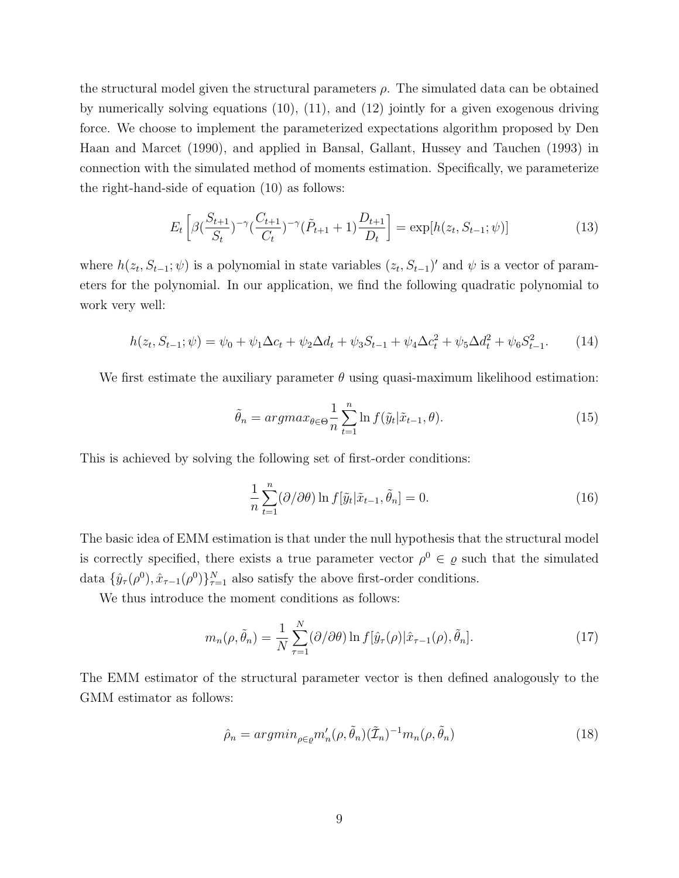the structural model given the structural parameters $\rho$. The simulated data can be obtained by numerically solving equations (10), (11), and (12) jointly for a given exogenous driving force. We choose to implement the parameterized expectations algorithm proposed by Den Haan and Marcet (1990), and applied in Bansal, Gallant, Hussey and Tauchen (1993) in connection with the simulated method of moments estimation. Specifically, we parameterize the right-hand-side of equation (10) as follows:

$$E_t\left[\beta(\frac{S_{t+1}}{S_t})^{-\gamma}(\frac{C_{t+1}}{C_t})^{-\gamma}(\tilde{P}_{t+1}+1)\frac{D_{t+1}}{D_t}\right] = \exp[h(z_t, S_{t-1};\psi)] \tag{13}$$

where $h(z_t, S_{t-1};\psi)$ is a polynomial in state variables $(z_t, S_{t-1})'$ and $\psi$ is a vector of parameters for the polynomial. In our application, we find the following quadratic polynomial to work very well:

$$h(z_t, S_{t-1};\psi) = \psi_0 + \psi_1\Delta c_t + \psi_2\Delta d_t + \psi_3 S_{t-1} + \psi_4\Delta c_t^2 + \psi_5\Delta d_t^2 + \psi_6 S_{t-1}^2. \tag{14}$$

We first estimate the auxiliary parameter $\theta$ using quasi-maximum likelihood estimation:

$$\tilde{\theta}_n = argmax_{\theta\in\Theta}\frac{1}{n}\sum_{t=1}^{n}\ln f(\tilde{y}_t|\tilde{x}_{t-1},\theta). \tag{15}$$

This is achieved by solving the following set of first-order conditions:

$$\frac{1}{n}\sum_{t=1}^{n}(\partial/\partial\theta)\ln f[\tilde{y}_t|\tilde{x}_{t-1},\tilde{\theta}_n] = 0. \tag{16}$$

The basic idea of EMM estimation is that under the null hypothesis that the structural model is correctly specified, there exists a true parameter vector $\rho^0 \in \varrho$ such that the simulated data $\{\hat{y}_\tau(\rho^0), \hat{x}_{\tau-1}(\rho^0)\}_{\tau=1}^N$ also satisfy the above first-order conditions.

We thus introduce the moment conditions as follows:

$$m_n(\rho,\tilde{\theta}_n) = \frac{1}{N}\sum_{\tau=1}^{N}(\partial/\partial\theta)\ln f[\hat{y}_\tau(\rho)|\hat{x}_{\tau-1}(\rho),\tilde{\theta}_n]. \tag{17}$$

The EMM estimator of the structural parameter vector is then defined analogously to the GMM estimator as follows:

$$\hat{\rho}_n = argmin_{\rho\in\varrho} m_n'(\rho,\tilde{\theta}_n)(\tilde{\mathcal{I}}_n)^{-1}m_n(\rho,\tilde{\theta}_n) \tag{18}$$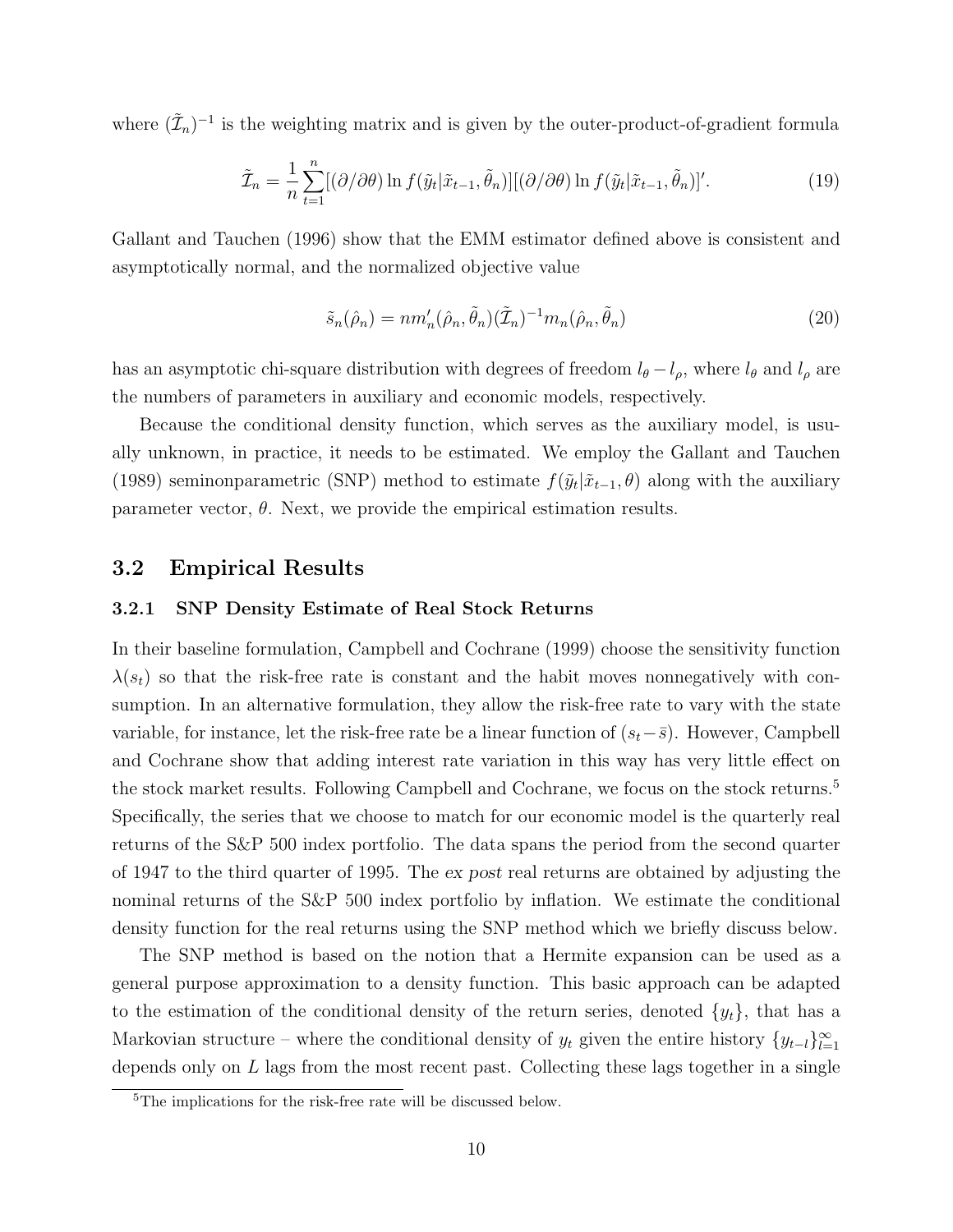where $(\tilde{\mathcal{I}}_n)^{-1}$ is the weighting matrix and is given by the outer-product-of-gradient formula

$$\tilde{\mathcal{I}}_n = \frac{1}{n}\sum_{t=1}^{n}[(\partial/\partial\theta)\ln f(\tilde{y}_t|\tilde{x}_{t-1},\tilde{\theta}_n)][(\partial/\partial\theta)\ln f(\tilde{y}_t|\tilde{x}_{t-1},\tilde{\theta}_n)]'. \tag{19}$$

Gallant and Tauchen (1996) show that the EMM estimator defined above is consistent and asymptotically normal, and the normalized objective value

$$\tilde{s}_n(\hat{\rho}_n) = nm_n'(\hat{\rho}_n,\tilde{\theta}_n)(\tilde{\mathcal{I}}_n)^{-1}m_n(\hat{\rho}_n,\tilde{\theta}_n) \tag{20}$$

has an asymptotic chi-square distribution with degrees of freedom $l_\theta - l_\rho$, where $l_\theta$ and $l_\rho$ are the numbers of parameters in auxiliary and economic models, respectively.

Because the conditional density function, which serves as the auxiliary model, is usually unknown, in practice, it needs to be estimated. We employ the Gallant and Tauchen (1989) seminonparametric (SNP) method to estimate $f(\tilde{y}_t|\tilde{x}_{t-1},\theta)$ along with the auxiliary parameter vector, $\theta$. Next, we provide the empirical estimation results.

## 3.2 Empirical Results

### 3.2.1 SNP Density Estimate of Real Stock Returns

In their baseline formulation, Campbell and Cochrane (1999) choose the sensitivity function $\lambda(s_t)$ so that the risk-free rate is constant and the habit moves nonnegatively with consumption. In an alternative formulation, they allow the risk-free rate to vary with the state variable, for instance, let the risk-free rate be a linear function of $(s_t - \bar{s})$. However, Campbell and Cochrane show that adding interest rate variation in this way has very little effect on the stock market results. Following Campbell and Cochrane, we focus on the stock returns.[5] Specifically, the series that we choose to match for our economic model is the quarterly real returns of the S&P 500 index portfolio. The data spans the period from the second quarter of 1947 to the third quarter of 1995. The *ex post* real returns are obtained by adjusting the nominal returns of the S&P 500 index portfolio by inflation. We estimate the conditional density function for the real returns using the SNP method which we briefly discuss below.

The SNP method is based on the notion that a Hermite expansion can be used as a general purpose approximation to a density function. This basic approach can be adapted to the estimation of the conditional density of the return series, denoted $\{y_t\}$, that has a Markovian structure – where the conditional density of $y_t$ given the entire history $\{y_{t-l}\}_{l=1}^{\infty}$ depends only on $L$ lags from the most recent past. Collecting these lags together in a single

[5] The implications for the risk-free rate will be discussed below.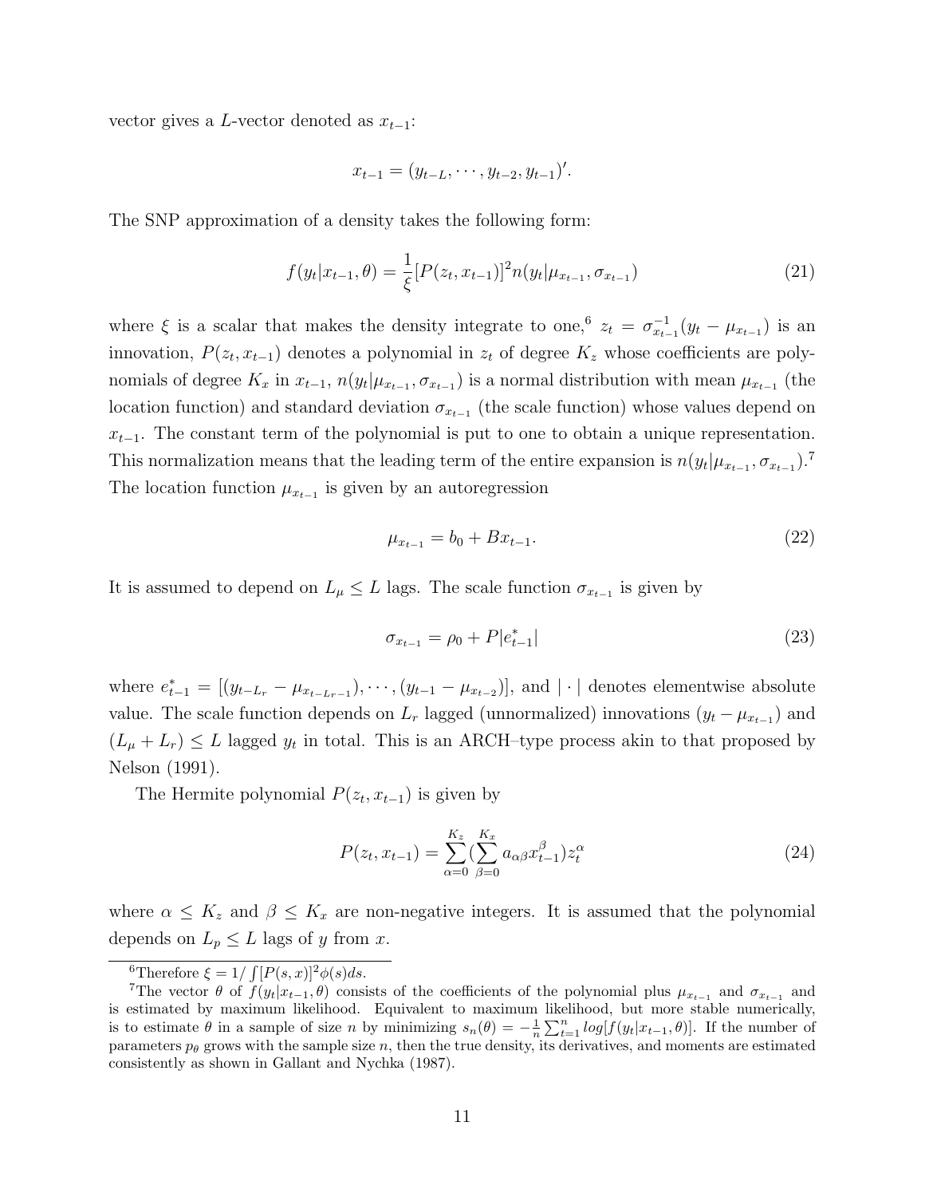vector gives a $L$-vector denoted as $x_{t-1}$:

$$x_{t-1} = (y_{t-L}, \cdots, y_{t-2}, y_{t-1})'.$$

The SNP approximation of a density takes the following form:

$$f(y_t|x_{t-1}, \theta) = \frac{1}{\xi}[P(z_t, x_{t-1})]^2 n(y_t|\mu_{x_{t-1}}, \sigma_{x_{t-1}}) \tag{21}$$

where $\xi$ is a scalar that makes the density integrate to one,[6] $z_t = \sigma_{x_{t-1}}^{-1}(y_t - \mu_{x_{t-1}})$ is an innovation, $P(z_t, x_{t-1})$ denotes a polynomial in $z_t$ of degree $K_z$ whose coefficients are polynomials of degree $K_x$ in $x_{t-1}$, $n(y_t|\mu_{x_{t-1}}, \sigma_{x_{t-1}})$ is a normal distribution with mean $\mu_{x_{t-1}}$ (the location function) and standard deviation $\sigma_{x_{t-1}}$ (the scale function) whose values depend on $x_{t-1}$. The constant term of the polynomial is put to one to obtain a unique representation. This normalization means that the leading term of the entire expansion is $n(y_t|\mu_{x_{t-1}}, \sigma_{x_{t-1}})$.[7] The location function $\mu_{x_{t-1}}$ is given by an autoregression

$$\mu_{x_{t-1}} = b_0 + Bx_{t-1}. \tag{22}$$

It is assumed to depend on $L_\mu \leq L$ lags. The scale function $\sigma_{x_{t-1}}$ is given by

$$\sigma_{x_{t-1}} = \rho_0 + P|e^*_{t-1}| \tag{23}$$

where $e^*_{t-1} = [(y_{t-L_r} - \mu_{x_{t-L_r-1}}), \cdots, (y_{t-1} - \mu_{x_{t-2}})]$, and $|\cdot|$ denotes elementwise absolute value. The scale function depends on $L_r$ lagged (unnormalized) innovations $(y_t - \mu_{x_{t-1}})$ and $(L_\mu + L_r) \leq L$ lagged $y_t$ in total. This is an ARCH–type process akin to that proposed by Nelson (1991).

The Hermite polynomial $P(z_t, x_{t-1})$ is given by

$$P(z_t, x_{t-1}) = \sum_{\alpha=0}^{K_z} (\sum_{\beta=0}^{K_x} a_{\alpha\beta} x^\beta_{t-1}) z^\alpha_t \tag{24}$$

where $\alpha \leq K_z$ and $\beta \leq K_x$ are non-negative integers. It is assumed that the polynomial depends on $L_p \leq L$ lags of $y$ from $x$.

[6] Therefore $\xi = 1/\int [P(s,x)]^2 \phi(s) ds$.

[7] The vector $\theta$ of $f(y_t|x_{t-1}, \theta)$ consists of the coefficients of the polynomial plus $\mu_{x_{t-1}}$ and $\sigma_{x_{t-1}}$ and is estimated by maximum likelihood. Equivalent to maximum likelihood, but more stable numerically, is to estimate $\theta$ in a sample of size $n$ by minimizing $s_n(\theta) = -\frac{1}{n}\sum_{t=1}^{n} log[f(y_t|x_{t-1}, \theta)]$. If the number of parameters $p_\theta$ grows with the sample size $n$, then the true density, its derivatives, and moments are estimated consistently as shown in Gallant and Nychka (1987).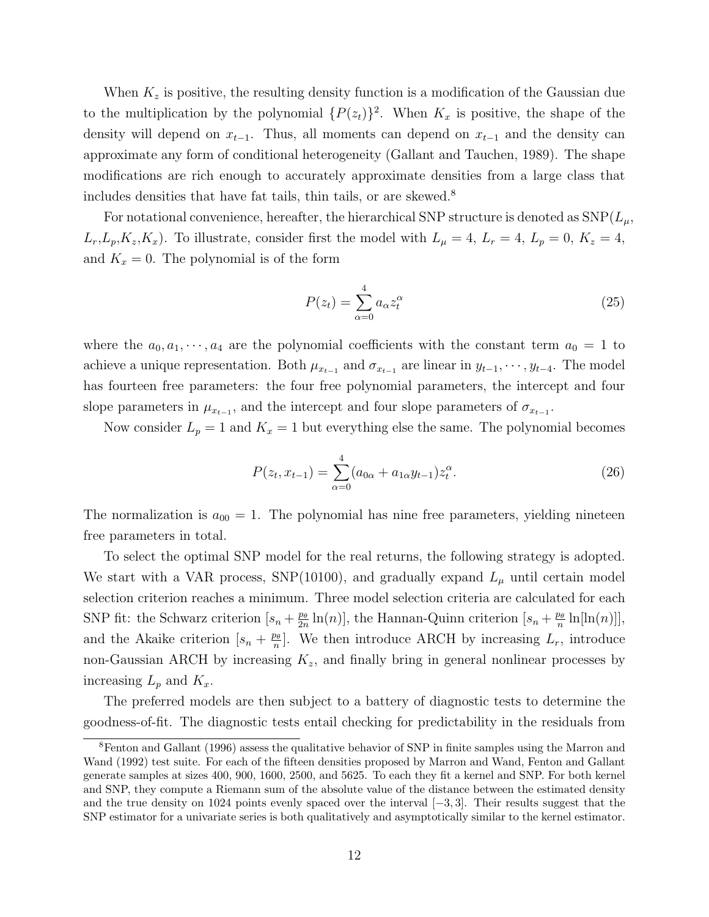When $K_z$ is positive, the resulting density function is a modification of the Gaussian due to the multiplication by the polynomial $\{P(z_t)\}^2$. When $K_x$ is positive, the shape of the density will depend on $x_{t-1}$. Thus, all moments can depend on $x_{t-1}$ and the density can approximate any form of conditional heterogeneity (Gallant and Tauchen, 1989). The shape modifications are rich enough to accurately approximate densities from a large class that includes densities that have fat tails, thin tails, or are skewed.[8]

For notational convenience, hereafter, the hierarchical SNP structure is denoted as SNP($L_\mu$, $L_r$,$L_p$,$K_z$,$K_x$). To illustrate, consider first the model with $L_\mu = 4$, $L_r = 4$, $L_p = 0$, $K_z = 4$, and $K_x = 0$. The polynomial is of the form

$$P(z_t) = \sum_{\alpha=0}^{4} a_\alpha z_t^\alpha \tag{25}$$

where the $a_0, a_1, \cdots, a_4$ are the polynomial coefficients with the constant term $a_0 = 1$ to achieve a unique representation. Both $\mu_{x_{t-1}}$ and $\sigma_{x_{t-1}}$ are linear in $y_{t-1}, \cdots, y_{t-4}$. The model has fourteen free parameters: the four free polynomial parameters, the intercept and four slope parameters in $\mu_{x_{t-1}}$, and the intercept and four slope parameters of $\sigma_{x_{t-1}}$.

Now consider $L_p = 1$ and $K_x = 1$ but everything else the same. The polynomial becomes

$$P(z_t, x_{t-1}) = \sum_{\alpha=0}^{4} (a_{0\alpha} + a_{1\alpha} y_{t-1}) z_t^\alpha. \tag{26}$$

The normalization is $a_{00} = 1$. The polynomial has nine free parameters, yielding nineteen free parameters in total.

To select the optimal SNP model for the real returns, the following strategy is adopted. We start with a VAR process, SNP(10100), and gradually expand $L_\mu$ until certain model selection criterion reaches a minimum. Three model selection criteria are calculated for each SNP fit: the Schwarz criterion $[s_n + \frac{p_\theta}{2n} \ln(n)]$, the Hannan-Quinn criterion $[s_n + \frac{p_\theta}{n} \ln[\ln(n)]]$, and the Akaike criterion $[s_n + \frac{p_\theta}{n}]$. We then introduce ARCH by increasing $L_r$, introduce non-Gaussian ARCH by increasing $K_z$, and finally bring in general nonlinear processes by increasing $L_p$ and $K_x$.

The preferred models are then subject to a battery of diagnostic tests to determine the goodness-of-fit. The diagnostic tests entail checking for predictability in the residuals from

[8] Fenton and Gallant (1996) assess the qualitative behavior of SNP in finite samples using the Marron and Wand (1992) test suite. For each of the fifteen densities proposed by Marron and Wand, Fenton and Gallant generate samples at sizes 400, 900, 1600, 2500, and 5625. To each they fit a kernel and SNP. For both kernel and SNP, they compute a Riemann sum of the absolute value of the distance between the estimated density and the true density on 1024 points evenly spaced over the interval $[-3, 3]$. Their results suggest that the SNP estimator for a univariate series is both qualitatively and asymptotically similar to the kernel estimator.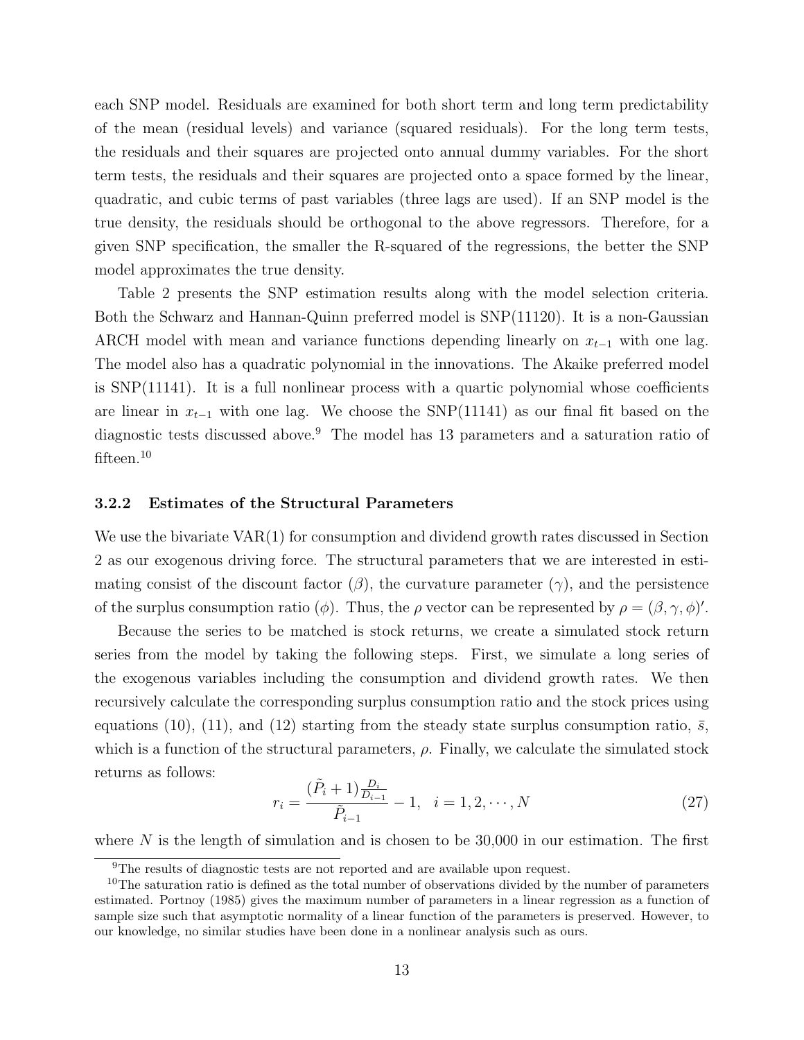each SNP model. Residuals are examined for both short term and long term predictability of the mean (residual levels) and variance (squared residuals). For the long term tests, the residuals and their squares are projected onto annual dummy variables. For the short term tests, the residuals and their squares are projected onto a space formed by the linear, quadratic, and cubic terms of past variables (three lags are used). If an SNP model is the true density, the residuals should be orthogonal to the above regressors. Therefore, for a given SNP specification, the smaller the R-squared of the regressions, the better the SNP model approximates the true density.

Table 2 presents the SNP estimation results along with the model selection criteria. Both the Schwarz and Hannan-Quinn preferred model is SNP(11120). It is a non-Gaussian ARCH model with mean and variance functions depending linearly on $x_{t-1}$ with one lag. The model also has a quadratic polynomial in the innovations. The Akaike preferred model is SNP(11141). It is a full nonlinear process with a quartic polynomial whose coefficients are linear in $x_{t-1}$ with one lag. We choose the SNP(11141) as our final fit based on the diagnostic tests discussed above.[9] The model has 13 parameters and a saturation ratio of fifteen.[10]

### 3.2.2 Estimates of the Structural Parameters

We use the bivariate VAR(1) for consumption and dividend growth rates discussed in Section 2 as our exogenous driving force. The structural parameters that we are interested in estimating consist of the discount factor ($\beta$), the curvature parameter ($\gamma$), and the persistence of the surplus consumption ratio ($\phi$). Thus, the $\rho$ vector can be represented by $\rho = (\beta, \gamma, \phi)'$.

Because the series to be matched is stock returns, we create a simulated stock return series from the model by taking the following steps. First, we simulate a long series of the exogenous variables including the consumption and dividend growth rates. We then recursively calculate the corresponding surplus consumption ratio and the stock prices using equations (10), (11), and (12) starting from the steady state surplus consumption ratio, $\bar{s}$, which is a function of the structural parameters, $\rho$. Finally, we calculate the simulated stock returns as follows:

$$r_i = \frac{(\tilde{P}_i + 1)\frac{D_i}{D_{i-1}}}{\tilde{P}_{i-1}} - 1, \quad i = 1, 2, \cdots, N \tag{27}$$

where $N$ is the length of simulation and is chosen to be 30,000 in our estimation. The first

[9]The results of diagnostic tests are not reported and are available upon request.

[10]The saturation ratio is defined as the total number of observations divided by the number of parameters estimated. Portnoy (1985) gives the maximum number of parameters in a linear regression as a function of sample size such that asymptotic normality of a linear function of the parameters is preserved. However, to our knowledge, no similar studies have been done in a nonlinear analysis such as ours.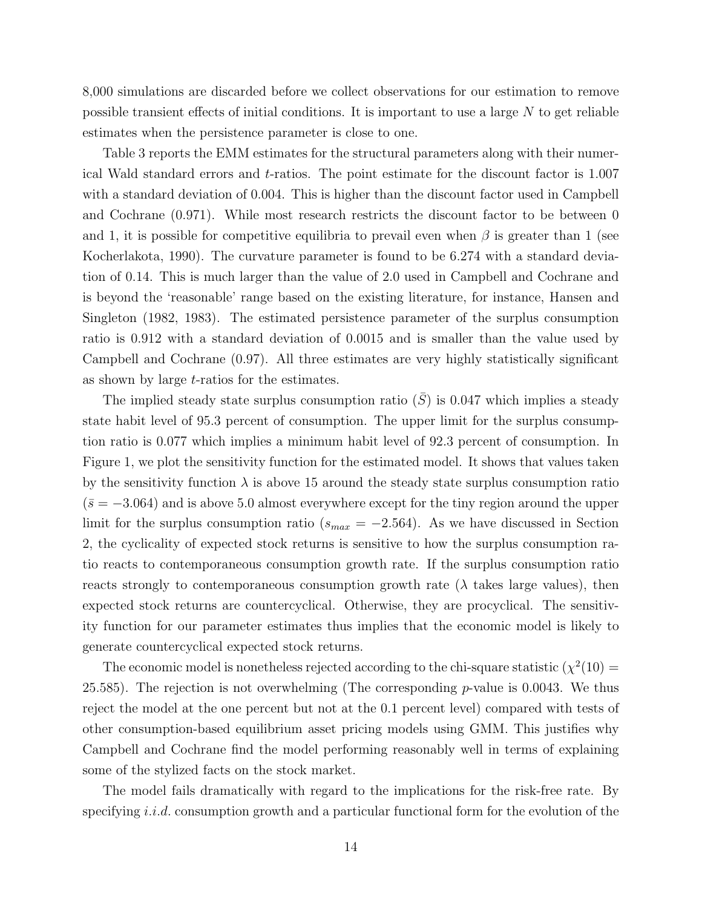8,000 simulations are discarded before we collect observations for our estimation to remove possible transient effects of initial conditions. It is important to use a large $N$ to get reliable estimates when the persistence parameter is close to one.

Table 3 reports the EMM estimates for the structural parameters along with their numerical Wald standard errors and $t$-ratios. The point estimate for the discount factor is 1.007 with a standard deviation of 0.004. This is higher than the discount factor used in Campbell and Cochrane (0.971). While most research restricts the discount factor to be between 0 and 1, it is possible for competitive equilibria to prevail even when $\beta$ is greater than 1 (see Kocherlakota, 1990). The curvature parameter is found to be 6.274 with a standard deviation of 0.14. This is much larger than the value of 2.0 used in Campbell and Cochrane and is beyond the 'reasonable' range based on the existing literature, for instance, Hansen and Singleton (1982, 1983). The estimated persistence parameter of the surplus consumption ratio is 0.912 with a standard deviation of 0.0015 and is smaller than the value used by Campbell and Cochrane (0.97). All three estimates are very highly statistically significant as shown by large $t$-ratios for the estimates.

The implied steady state surplus consumption ratio ($\bar{S}$) is 0.047 which implies a steady state habit level of 95.3 percent of consumption. The upper limit for the surplus consumption ratio is 0.077 which implies a minimum habit level of 92.3 percent of consumption. In Figure 1, we plot the sensitivity function for the estimated model. It shows that values taken by the sensitivity function $\lambda$ is above 15 around the steady state surplus consumption ratio ($\bar{s} = -3.064$) and is above 5.0 almost everywhere except for the tiny region around the upper limit for the surplus consumption ratio ($s_{max} = -2.564$). As we have discussed in Section 2, the cyclicality of expected stock returns is sensitive to how the surplus consumption ratio reacts to contemporaneous consumption growth rate. If the surplus consumption ratio reacts strongly to contemporaneous consumption growth rate ($\lambda$ takes large values), then expected stock returns are countercyclical. Otherwise, they are procyclical. The sensitivity function for our parameter estimates thus implies that the economic model is likely to generate countercyclical expected stock returns.

The economic model is nonetheless rejected according to the chi-square statistic ($\chi^2(10) = 25.585$). The rejection is not overwhelming (The corresponding $p$-value is 0.0043. We thus reject the model at the one percent but not at the 0.1 percent level) compared with tests of other consumption-based equilibrium asset pricing models using GMM. This justifies why Campbell and Cochrane find the model performing reasonably well in terms of explaining some of the stylized facts on the stock market.

The model fails dramatically with regard to the implications for the risk-free rate. By specifying *i.i.d.* consumption growth and a particular functional form for the evolution of the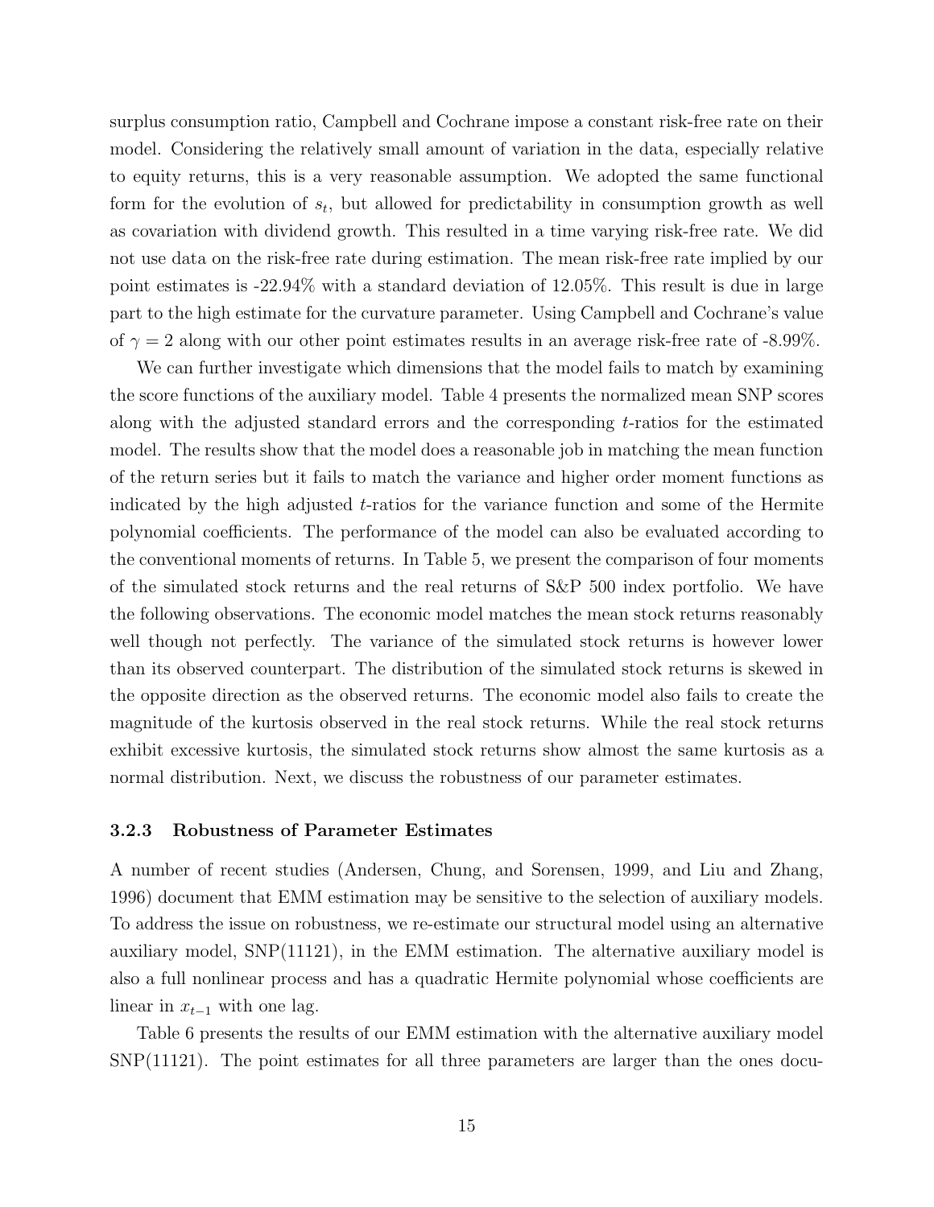surplus consumption ratio, Campbell and Cochrane impose a constant risk-free rate on their model. Considering the relatively small amount of variation in the data, especially relative to equity returns, this is a very reasonable assumption. We adopted the same functional form for the evolution of $s_t$, but allowed for predictability in consumption growth as well as covariation with dividend growth. This resulted in a time varying risk-free rate. We did not use data on the risk-free rate during estimation. The mean risk-free rate implied by our point estimates is -22.94% with a standard deviation of 12.05%. This result is due in large part to the high estimate for the curvature parameter. Using Campbell and Cochrane's value of $\gamma = 2$ along with our other point estimates results in an average risk-free rate of -8.99%.

We can further investigate which dimensions that the model fails to match by examining the score functions of the auxiliary model. Table 4 presents the normalized mean SNP scores along with the adjusted standard errors and the corresponding $t$-ratios for the estimated model. The results show that the model does a reasonable job in matching the mean function of the return series but it fails to match the variance and higher order moment functions as indicated by the high adjusted $t$-ratios for the variance function and some of the Hermite polynomial coefficients. The performance of the model can also be evaluated according to the conventional moments of returns. In Table 5, we present the comparison of four moments of the simulated stock returns and the real returns of S&P 500 index portfolio. We have the following observations. The economic model matches the mean stock returns reasonably well though not perfectly. The variance of the simulated stock returns is however lower than its observed counterpart. The distribution of the simulated stock returns is skewed in the opposite direction as the observed returns. The economic model also fails to create the magnitude of the kurtosis observed in the real stock returns. While the real stock returns exhibit excessive kurtosis, the simulated stock returns show almost the same kurtosis as a normal distribution. Next, we discuss the robustness of our parameter estimates.

### 3.2.3 Robustness of Parameter Estimates

A number of recent studies (Andersen, Chung, and Sorensen, 1999, and Liu and Zhang, 1996) document that EMM estimation may be sensitive to the selection of auxiliary models. To address the issue on robustness, we re-estimate our structural model using an alternative auxiliary model, SNP(11121), in the EMM estimation. The alternative auxiliary model is also a full nonlinear process and has a quadratic Hermite polynomial whose coefficients are linear in $x_{t-1}$ with one lag.

Table 6 presents the results of our EMM estimation with the alternative auxiliary model SNP(11121). The point estimates for all three parameters are larger than the ones docu-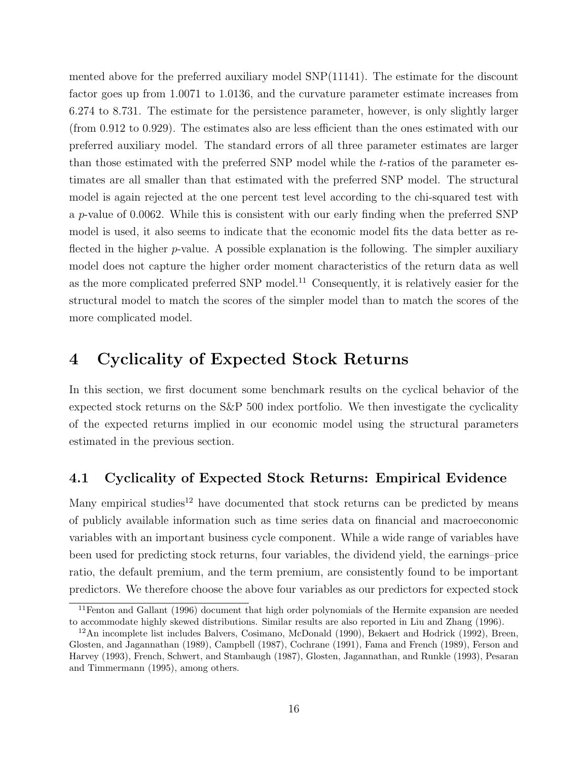mented above for the preferred auxiliary model SNP(11141). The estimate for the discount factor goes up from 1.0071 to 1.0136, and the curvature parameter estimate increases from 6.274 to 8.731. The estimate for the persistence parameter, however, is only slightly larger (from 0.912 to 0.929). The estimates also are less efficient than the ones estimated with our preferred auxiliary model. The standard errors of all three parameter estimates are larger than those estimated with the preferred SNP model while the $t$-ratios of the parameter estimates are all smaller than that estimated with the preferred SNP model. The structural model is again rejected at the one percent test level according to the chi-squared test with a $p$-value of 0.0062. While this is consistent with our early finding when the preferred SNP model is used, it also seems to indicate that the economic model fits the data better as reflected in the higher $p$-value. A possible explanation is the following. The simpler auxiliary model does not capture the higher order moment characteristics of the return data as well as the more complicated preferred SNP model.[11] Consequently, it is relatively easier for the structural model to match the scores of the simpler model than to match the scores of the more complicated model.

# 4 Cyclicality of Expected Stock Returns

In this section, we first document some benchmark results on the cyclical behavior of the expected stock returns on the S&P 500 index portfolio. We then investigate the cyclicality of the expected returns implied in our economic model using the structural parameters estimated in the previous section.

## 4.1 Cyclicality of Expected Stock Returns: Empirical Evidence

Many empirical studies[12] have documented that stock returns can be predicted by means of publicly available information such as time series data on financial and macroeconomic variables with an important business cycle component. While a wide range of variables have been used for predicting stock returns, four variables, the dividend yield, the earnings–price ratio, the default premium, and the term premium, are consistently found to be important predictors. We therefore choose the above four variables as our predictors for expected stock

[11] Fenton and Gallant (1996) document that high order polynomials of the Hermite expansion are needed to accommodate highly skewed distributions. Similar results are also reported in Liu and Zhang (1996).

[12] An incomplete list includes Balvers, Cosimano, McDonald (1990), Bekaert and Hodrick (1992), Breen, Glosten, and Jagannathan (1989), Campbell (1987), Cochrane (1991), Fama and French (1989), Ferson and Harvey (1993), French, Schwert, and Stambaugh (1987), Glosten, Jagannathan, and Runkle (1993), Pesaran and Timmermann (1995), among others.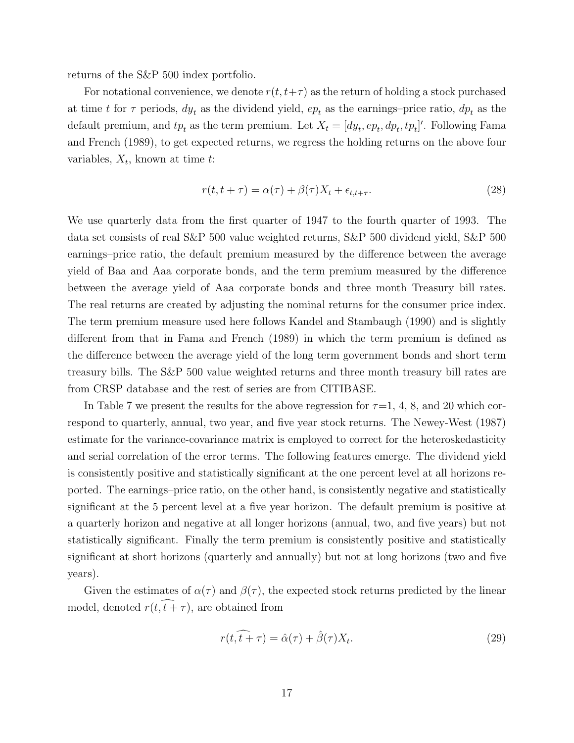returns of the S&P 500 index portfolio.

For notational convenience, we denote $r(t, t+\tau)$ as the return of holding a stock purchased at time $t$ for $\tau$ periods, $dy_t$ as the dividend yield, $ep_t$ as the earnings–price ratio, $dp_t$ as the default premium, and $tp_t$ as the term premium. Let $X_t = [dy_t, ep_t, dp_t, tp_t]'$. Following Fama and French (1989), to get expected returns, we regress the holding returns on the above four variables, $X_t$, known at time $t$:

$$r(t, t+\tau) = \alpha(\tau) + \beta(\tau)X_t + \epsilon_{t,t+\tau}. \tag{28}$$

We use quarterly data from the first quarter of 1947 to the fourth quarter of 1993. The data set consists of real S&P 500 value weighted returns, S&P 500 dividend yield, S&P 500 earnings–price ratio, the default premium measured by the difference between the average yield of Baa and Aaa corporate bonds, and the term premium measured by the difference between the average yield of Aaa corporate bonds and three month Treasury bill rates. The real returns are created by adjusting the nominal returns for the consumer price index. The term premium measure used here follows Kandel and Stambaugh (1990) and is slightly different from that in Fama and French (1989) in which the term premium is defined as the difference between the average yield of the long term government bonds and short term treasury bills. The S&P 500 value weighted returns and three month treasury bill rates are from CRSP database and the rest of series are from CITIBASE.

In Table 7 we present the results for the above regression for $\tau$=1, 4, 8, and 20 which correspond to quarterly, annual, two year, and five year stock returns. The Newey-West (1987) estimate for the variance-covariance matrix is employed to correct for the heteroskedasticity and serial correlation of the error terms. The following features emerge. The dividend yield is consistently positive and statistically significant at the one percent level at all horizons reported. The earnings–price ratio, on the other hand, is consistently negative and statistically significant at the 5 percent level at a five year horizon. The default premium is positive at a quarterly horizon and negative at all longer horizons (annual, two, and five years) but not statistically significant. Finally the term premium is consistently positive and statistically significant at short horizons (quarterly and annually) but not at long horizons (two and five years).

Given the estimates of $\alpha(\tau)$ and $\beta(\tau)$, the expected stock returns predicted by the linear model, denoted $\widehat{r(t, t+\tau)}$, are obtained from

$$\widehat{r(t, t+\tau)} = \hat{\alpha}(\tau) + \hat{\beta}(\tau)X_t. \tag{29}$$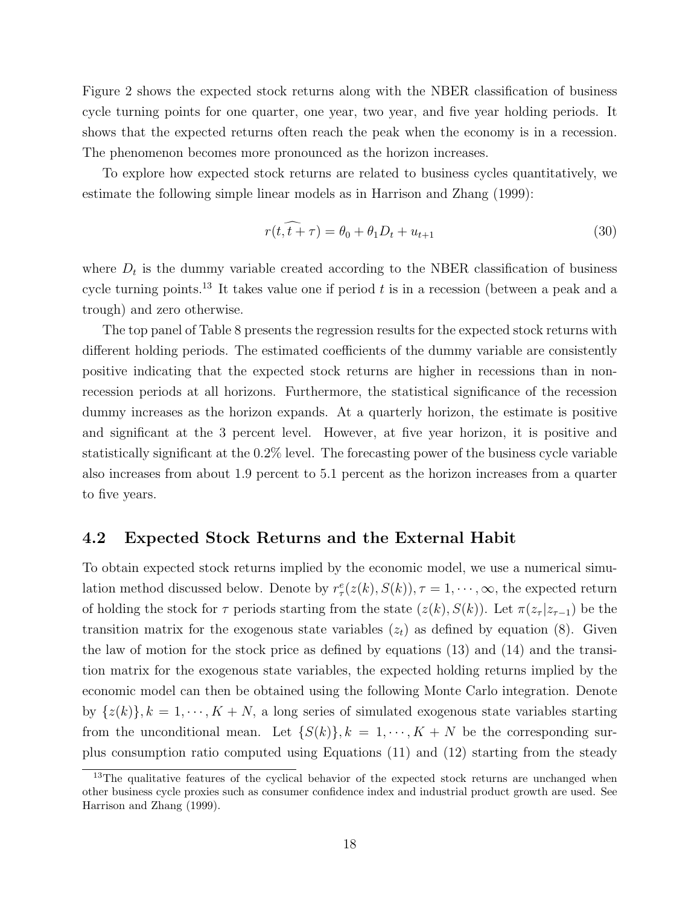Figure 2 shows the expected stock returns along with the NBER classification of business cycle turning points for one quarter, one year, two year, and five year holding periods. It shows that the expected returns often reach the peak when the economy is in a recession. The phenomenon becomes more pronounced as the horizon increases.

To explore how expected stock returns are related to business cycles quantitatively, we estimate the following simple linear models as in Harrison and Zhang (1999):

$$\widehat{r(t, t+\tau)} = \theta_0 + \theta_1 D_t + u_{t+1} \tag{30}$$

where $D_t$ is the dummy variable created according to the NBER classification of business cycle turning points.[13] It takes value one if period $t$ is in a recession (between a peak and a trough) and zero otherwise.

The top panel of Table 8 presents the regression results for the expected stock returns with different holding periods. The estimated coefficients of the dummy variable are consistently positive indicating that the expected stock returns are higher in recessions than in non-recession periods at all horizons. Furthermore, the statistical significance of the recession dummy increases as the horizon expands. At a quarterly horizon, the estimate is positive and significant at the 3 percent level. However, at five year horizon, it is positive and statistically significant at the 0.2% level. The forecasting power of the business cycle variable also increases from about 1.9 percent to 5.1 percent as the horizon increases from a quarter to five years.

## 4.2 Expected Stock Returns and the External Habit

To obtain expected stock returns implied by the economic model, we use a numerical simulation method discussed below. Denote by $r^e_\tau(z(k), S(k)), \tau = 1, \cdots, \infty$, the expected return of holding the stock for $\tau$ periods starting from the state $(z(k), S(k))$. Let $\pi(z_\tau | z_{\tau-1})$ be the transition matrix for the exogenous state variables $(z_t)$ as defined by equation (8). Given the law of motion for the stock price as defined by equations (13) and (14) and the transition matrix for the exogenous state variables, the expected holding returns implied by the economic model can then be obtained using the following Monte Carlo integration. Denote by $\{z(k)\}, k = 1, \cdots, K + N$, a long series of simulated exogenous state variables starting from the unconditional mean. Let $\{S(k)\}, k = 1, \cdots, K + N$ be the corresponding surplus consumption ratio computed using Equations (11) and (12) starting from the steady

[13] The qualitative features of the cyclical behavior of the expected stock returns are unchanged when other business cycle proxies such as consumer confidence index and industrial product growth are used. See Harrison and Zhang (1999).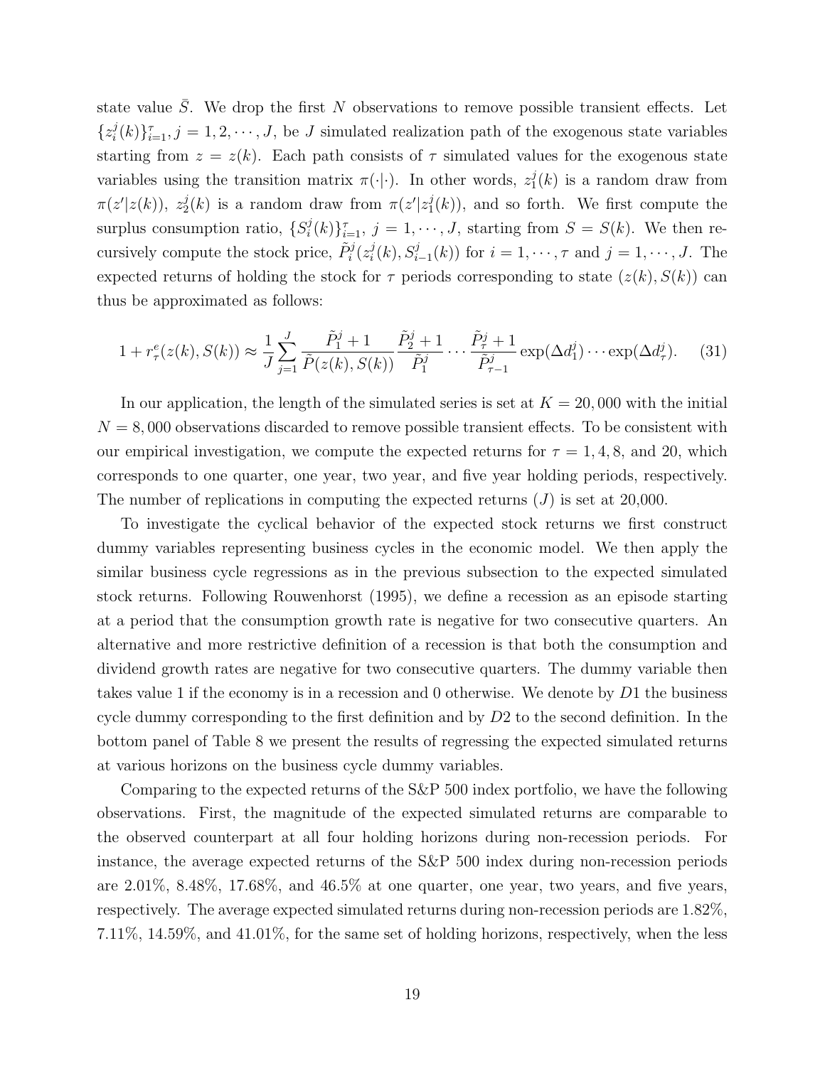state value $\bar{S}$. We drop the first $N$ observations to remove possible transient effects. Let $\{z_i^j(k)\}_{i=1}^{\tau}, j = 1, 2, \cdots, J$, be $J$ simulated realization path of the exogenous state variables starting from $z = z(k)$. Each path consists of $\tau$ simulated values for the exogenous state variables using the transition matrix $\pi(\cdot|\cdot)$. In other words, $z_1^j(k)$ is a random draw from $\pi(z'|z(k))$, $z_2^j(k)$ is a random draw from $\pi(z'|z_1^j(k))$, and so forth. We first compute the surplus consumption ratio, $\{S_i^j(k)\}_{i=1}^{\tau}$, $j = 1, \cdots, J$, starting from $S = S(k)$. We then recursively compute the stock price, $\tilde{P}_i^j(z_i^j(k), S_{i-1}^j(k))$ for $i = 1, \cdots, \tau$ and $j = 1, \cdots, J$. The expected returns of holding the stock for $\tau$ periods corresponding to state $(z(k), S(k))$ can thus be approximated as follows:

$$1 + r_{\tau}^{e}(z(k), S(k)) \approx \frac{1}{J} \sum_{j=1}^{J} \frac{\tilde{P}_1^j + 1}{\tilde{P}(z(k), S(k))} \frac{\tilde{P}_2^j + 1}{\tilde{P}_1^j} \cdots \frac{\tilde{P}_{\tau}^j + 1}{\tilde{P}_{\tau-1}^j} \exp(\Delta d_1^j) \cdots \exp(\Delta d_{\tau}^j). \quad (31)$$

In our application, the length of the simulated series is set at $K = 20,000$ with the initial $N = 8,000$ observations discarded to remove possible transient effects. To be consistent with our empirical investigation, we compute the expected returns for $\tau = 1, 4, 8$, and 20, which corresponds to one quarter, one year, two year, and five year holding periods, respectively. The number of replications in computing the expected returns ($J$) is set at 20,000.

To investigate the cyclical behavior of the expected stock returns we first construct dummy variables representing business cycles in the economic model. We then apply the similar business cycle regressions as in the previous subsection to the expected simulated stock returns. Following Rouwenhorst (1995), we define a recession as an episode starting at a period that the consumption growth rate is negative for two consecutive quarters. An alternative and more restrictive definition of a recession is that both the consumption and dividend growth rates are negative for two consecutive quarters. The dummy variable then takes value 1 if the economy is in a recession and 0 otherwise. We denote by $D1$ the business cycle dummy corresponding to the first definition and by $D2$ to the second definition. In the bottom panel of Table 8 we present the results of regressing the expected simulated returns at various horizons on the business cycle dummy variables.

Comparing to the expected returns of the S&P 500 index portfolio, we have the following observations. First, the magnitude of the expected simulated returns are comparable to the observed counterpart at all four holding horizons during non-recession periods. For instance, the average expected returns of the S&P 500 index during non-recession periods are 2.01%, 8.48%, 17.68%, and 46.5% at one quarter, one year, two years, and five years, respectively. The average expected simulated returns during non-recession periods are 1.82%, 7.11%, 14.59%, and 41.01%, for the same set of holding horizons, respectively, when the less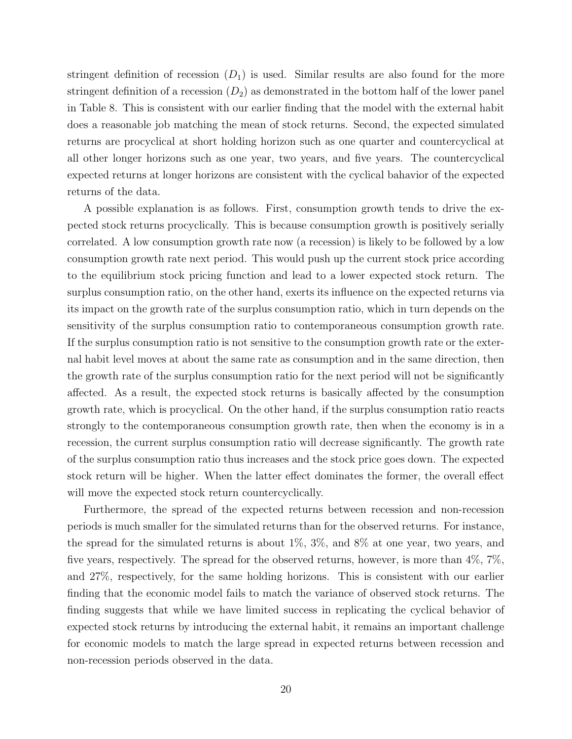stringent definition of recession ($D_1$) is used. Similar results are also found for the more stringent definition of a recession ($D_2$) as demonstrated in the bottom half of the lower panel in Table 8. This is consistent with our earlier finding that the model with the external habit does a reasonable job matching the mean of stock returns. Second, the expected simulated returns are procyclical at short holding horizon such as one quarter and countercyclical at all other longer horizons such as one year, two years, and five years. The countercyclical expected returns at longer horizons are consistent with the cyclical bahavior of the expected returns of the data.

A possible explanation is as follows. First, consumption growth tends to drive the expected stock returns procyclically. This is because consumption growth is positively serially correlated. A low consumption growth rate now (a recession) is likely to be followed by a low consumption growth rate next period. This would push up the current stock price according to the equilibrium stock pricing function and lead to a lower expected stock return. The surplus consumption ratio, on the other hand, exerts its influence on the expected returns via its impact on the growth rate of the surplus consumption ratio, which in turn depends on the sensitivity of the surplus consumption ratio to contemporaneous consumption growth rate. If the surplus consumption ratio is not sensitive to the consumption growth rate or the external habit level moves at about the same rate as consumption and in the same direction, then the growth rate of the surplus consumption ratio for the next period will not be significantly affected. As a result, the expected stock returns is basically affected by the consumption growth rate, which is procyclical. On the other hand, if the surplus consumption ratio reacts strongly to the contemporaneous consumption growth rate, then when the economy is in a recession, the current surplus consumption ratio will decrease significantly. The growth rate of the surplus consumption ratio thus increases and the stock price goes down. The expected stock return will be higher. When the latter effect dominates the former, the overall effect will move the expected stock return countercyclically.

Furthermore, the spread of the expected returns between recession and non-recession periods is much smaller for the simulated returns than for the observed returns. For instance, the spread for the simulated returns is about 1%, 3%, and 8% at one year, two years, and five years, respectively. The spread for the observed returns, however, is more than 4%, 7%, and 27%, respectively, for the same holding horizons. This is consistent with our earlier finding that the economic model fails to match the variance of observed stock returns. The finding suggests that while we have limited success in replicating the cyclical behavior of expected stock returns by introducing the external habit, it remains an important challenge for economic models to match the large spread in expected returns between recession and non-recession periods observed in the data.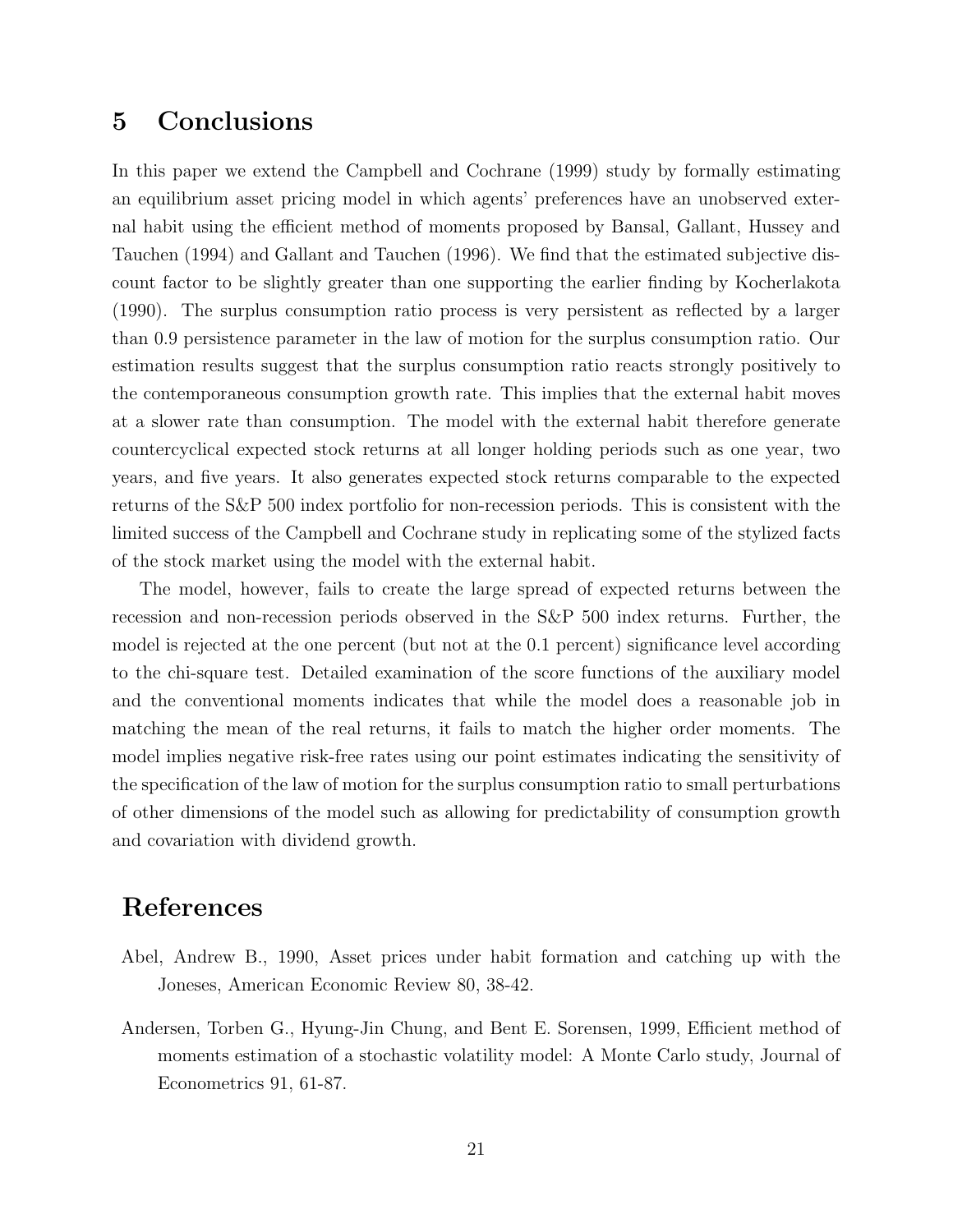## 5 Conclusions

In this paper we extend the Campbell and Cochrane (1999) study by formally estimating an equilibrium asset pricing model in which agents' preferences have an unobserved external habit using the efficient method of moments proposed by Bansal, Gallant, Hussey and Tauchen (1994) and Gallant and Tauchen (1996). We find that the estimated subjective discount factor to be slightly greater than one supporting the earlier finding by Kocherlakota (1990). The surplus consumption ratio process is very persistent as reflected by a larger than 0.9 persistence parameter in the law of motion for the surplus consumption ratio. Our estimation results suggest that the surplus consumption ratio reacts strongly positively to the contemporaneous consumption growth rate. This implies that the external habit moves at a slower rate than consumption. The model with the external habit therefore generate countercyclical expected stock returns at all longer holding periods such as one year, two years, and five years. It also generates expected stock returns comparable to the expected returns of the S&P 500 index portfolio for non-recession periods. This is consistent with the limited success of the Campbell and Cochrane study in replicating some of the stylized facts of the stock market using the model with the external habit.

The model, however, fails to create the large spread of expected returns between the recession and non-recession periods observed in the S&P 500 index returns. Further, the model is rejected at the one percent (but not at the 0.1 percent) significance level according to the chi-square test. Detailed examination of the score functions of the auxiliary model and the conventional moments indicates that while the model does a reasonable job in matching the mean of the real returns, it fails to match the higher order moments. The model implies negative risk-free rates using our point estimates indicating the sensitivity of the specification of the law of motion for the surplus consumption ratio to small perturbations of other dimensions of the model such as allowing for predictability of consumption growth and covariation with dividend growth.

## References

Abel, Andrew B., 1990, Asset prices under habit formation and catching up with the Joneses, American Economic Review 80, 38-42.

Andersen, Torben G., Hyung-Jin Chung, and Bent E. Sorensen, 1999, Efficient method of moments estimation of a stochastic volatility model: A Monte Carlo study, Journal of Econometrics 91, 61-87.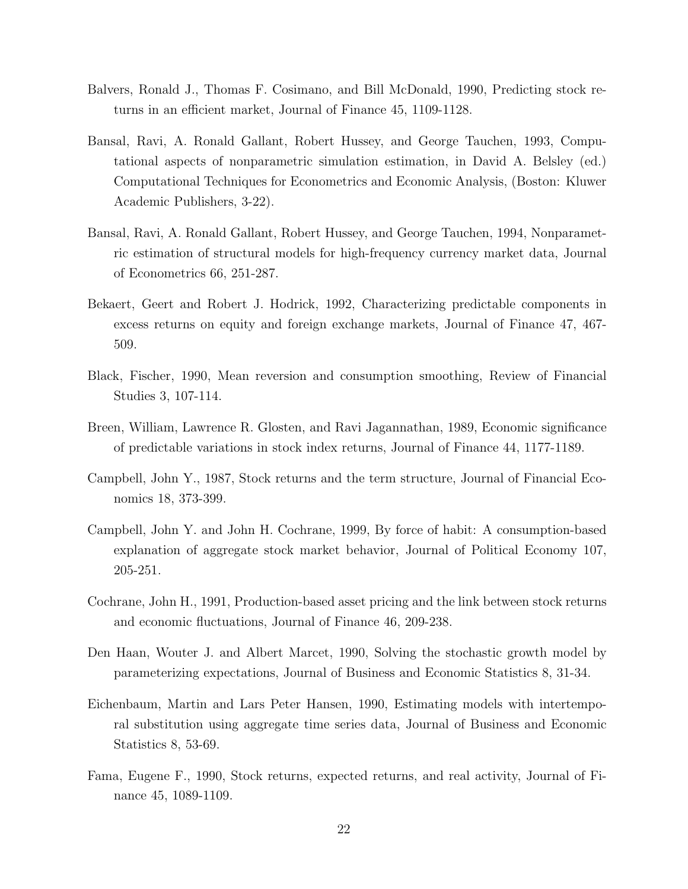Balvers, Ronald J., Thomas F. Cosimano, and Bill McDonald, 1990, Predicting stock returns in an efficient market, Journal of Finance 45, 1109-1128.

Bansal, Ravi, A. Ronald Gallant, Robert Hussey, and George Tauchen, 1993, Computational aspects of nonparametric simulation estimation, in David A. Belsley (ed.) Computational Techniques for Econometrics and Economic Analysis, (Boston: Kluwer Academic Publishers, 3-22).

Bansal, Ravi, A. Ronald Gallant, Robert Hussey, and George Tauchen, 1994, Nonparametric estimation of structural models for high-frequency currency market data, Journal of Econometrics 66, 251-287.

Bekaert, Geert and Robert J. Hodrick, 1992, Characterizing predictable components in excess returns on equity and foreign exchange markets, Journal of Finance 47, 467-509.

Black, Fischer, 1990, Mean reversion and consumption smoothing, Review of Financial Studies 3, 107-114.

Breen, William, Lawrence R. Glosten, and Ravi Jagannathan, 1989, Economic significance of predictable variations in stock index returns, Journal of Finance 44, 1177-1189.

Campbell, John Y., 1987, Stock returns and the term structure, Journal of Financial Economics 18, 373-399.

Campbell, John Y. and John H. Cochrane, 1999, By force of habit: A consumption-based explanation of aggregate stock market behavior, Journal of Political Economy 107, 205-251.

Cochrane, John H., 1991, Production-based asset pricing and the link between stock returns and economic fluctuations, Journal of Finance 46, 209-238.

Den Haan, Wouter J. and Albert Marcet, 1990, Solving the stochastic growth model by parameterizing expectations, Journal of Business and Economic Statistics 8, 31-34.

Eichenbaum, Martin and Lars Peter Hansen, 1990, Estimating models with intertemporal substitution using aggregate time series data, Journal of Business and Economic Statistics 8, 53-69.

Fama, Eugene F., 1990, Stock returns, expected returns, and real activity, Journal of Finance 45, 1089-1109.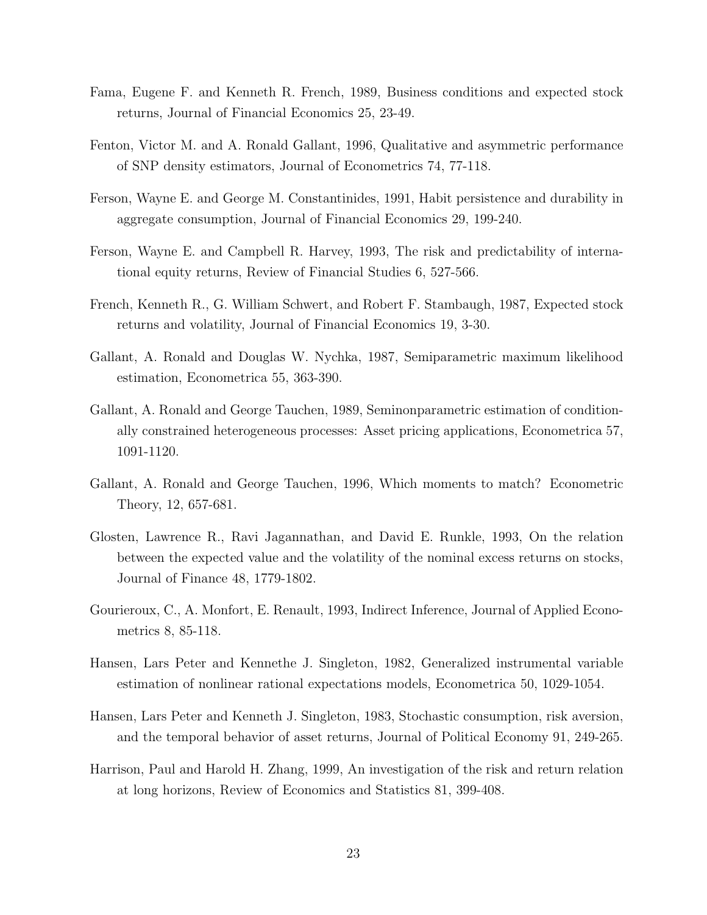Fama, Eugene F. and Kenneth R. French, 1989, Business conditions and expected stock returns, Journal of Financial Economics 25, 23-49.

Fenton, Victor M. and A. Ronald Gallant, 1996, Qualitative and asymmetric performance of SNP density estimators, Journal of Econometrics 74, 77-118.

Ferson, Wayne E. and George M. Constantinides, 1991, Habit persistence and durability in aggregate consumption, Journal of Financial Economics 29, 199-240.

Ferson, Wayne E. and Campbell R. Harvey, 1993, The risk and predictability of international equity returns, Review of Financial Studies 6, 527-566.

French, Kenneth R., G. William Schwert, and Robert F. Stambaugh, 1987, Expected stock returns and volatility, Journal of Financial Economics 19, 3-30.

Gallant, A. Ronald and Douglas W. Nychka, 1987, Semiparametric maximum likelihood estimation, Econometrica 55, 363-390.

Gallant, A. Ronald and George Tauchen, 1989, Seminonparametric estimation of conditionally constrained heterogeneous processes: Asset pricing applications, Econometrica 57, 1091-1120.

Gallant, A. Ronald and George Tauchen, 1996, Which moments to match? Econometric Theory, 12, 657-681.

Glosten, Lawrence R., Ravi Jagannathan, and David E. Runkle, 1993, On the relation between the expected value and the volatility of the nominal excess returns on stocks, Journal of Finance 48, 1779-1802.

Gourieroux, C., A. Monfort, E. Renault, 1993, Indirect Inference, Journal of Applied Econometrics 8, 85-118.

Hansen, Lars Peter and Kennethe J. Singleton, 1982, Generalized instrumental variable estimation of nonlinear rational expectations models, Econometrica 50, 1029-1054.

Hansen, Lars Peter and Kenneth J. Singleton, 1983, Stochastic consumption, risk aversion, and the temporal behavior of asset returns, Journal of Political Economy 91, 249-265.

Harrison, Paul and Harold H. Zhang, 1999, An investigation of the risk and return relation at long horizons, Review of Economics and Statistics 81, 399-408.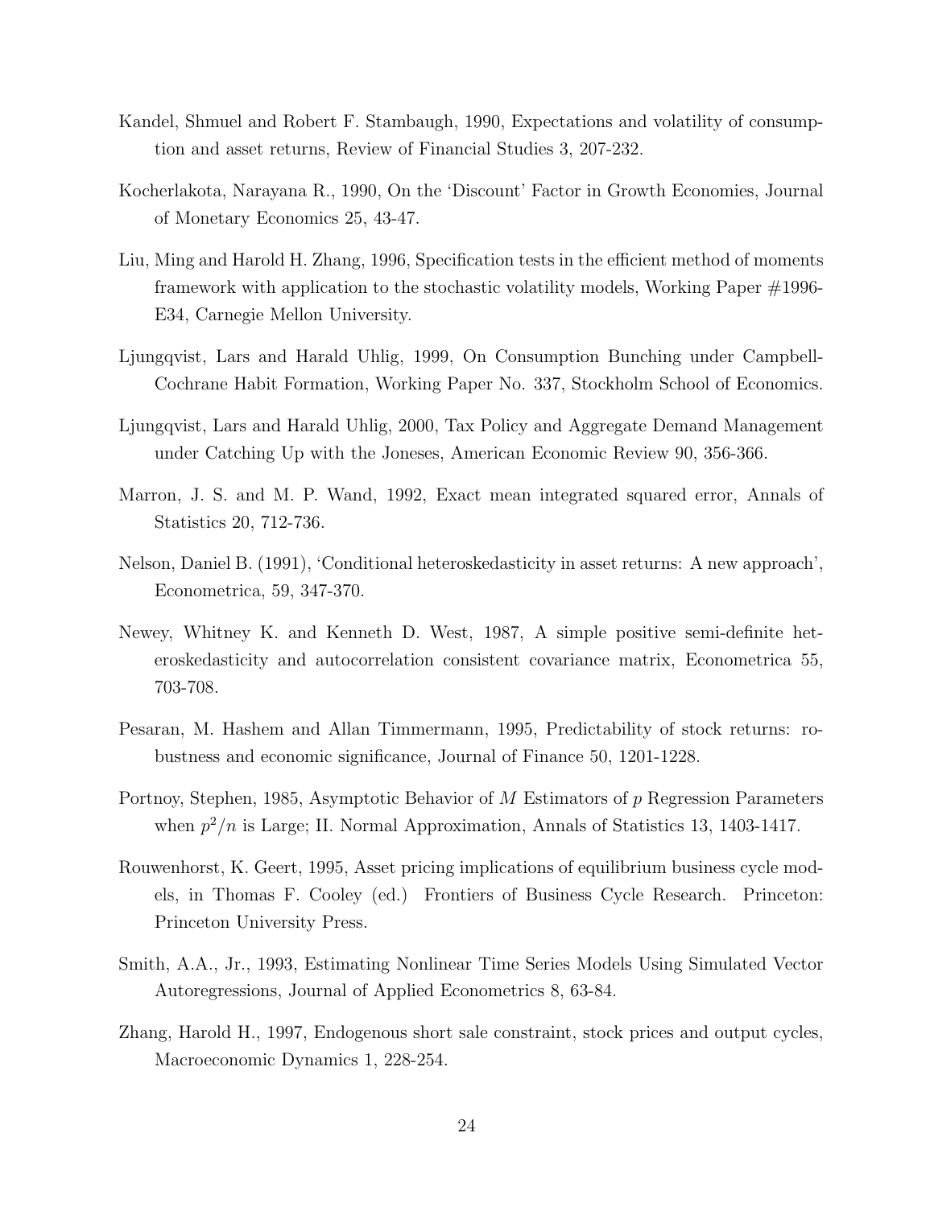Kandel, Shmuel and Robert F. Stambaugh, 1990, Expectations and volatility of consumption and asset returns, Review of Financial Studies 3, 207-232.

Kocherlakota, Narayana R., 1990, On the 'Discount' Factor in Growth Economies, Journal of Monetary Economics 25, 43-47.

Liu, Ming and Harold H. Zhang, 1996, Specification tests in the efficient method of moments framework with application to the stochastic volatility models, Working Paper #1996-E34, Carnegie Mellon University.

Ljungqvist, Lars and Harald Uhlig, 1999, On Consumption Bunching under Campbell-Cochrane Habit Formation, Working Paper No. 337, Stockholm School of Economics.

Ljungqvist, Lars and Harald Uhlig, 2000, Tax Policy and Aggregate Demand Management under Catching Up with the Joneses, American Economic Review 90, 356-366.

Marron, J. S. and M. P. Wand, 1992, Exact mean integrated squared error, Annals of Statistics 20, 712-736.

Nelson, Daniel B. (1991), 'Conditional heteroskedasticity in asset returns: A new approach', Econometrica, 59, 347-370.

Newey, Whitney K. and Kenneth D. West, 1987, A simple positive semi-definite heteroskedasticity and autocorrelation consistent covariance matrix, Econometrica 55, 703-708.

Pesaran, M. Hashem and Allan Timmermann, 1995, Predictability of stock returns: robustness and economic significance, Journal of Finance 50, 1201-1228.

Portnoy, Stephen, 1985, Asymptotic Behavior of $M$ Estimators of $p$ Regression Parameters when $p^2/n$ is Large; II. Normal Approximation, Annals of Statistics 13, 1403-1417.

Rouwenhorst, K. Geert, 1995, Asset pricing implications of equilibrium business cycle models, in Thomas F. Cooley (ed.) Frontiers of Business Cycle Research. Princeton: Princeton University Press.

Smith, A.A., Jr., 1993, Estimating Nonlinear Time Series Models Using Simulated Vector Autoregressions, Journal of Applied Econometrics 8, 63-84.

Zhang, Harold H., 1997, Endogenous short sale constraint, stock prices and output cycles, Macroeconomic Dynamics 1, 228-254.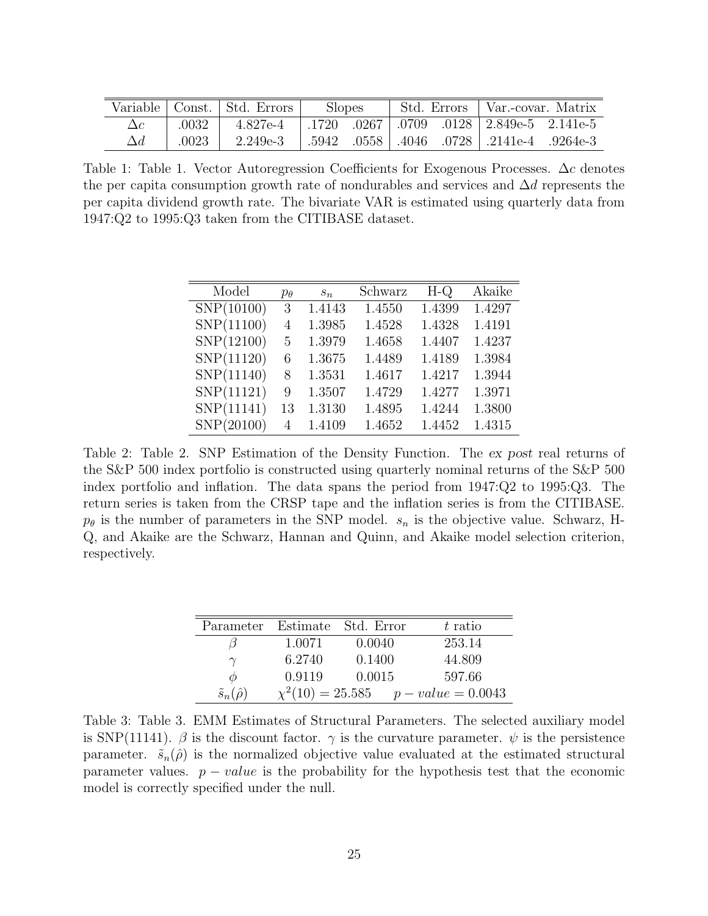| Variable | Const. | Std. Errors | Slopes | | Std. Errors | | Var.-covar. Matrix | |
|---|---|---|---|---|---|---|---|---|
| $\Delta c$ | .0032 | 4.827e-4 | .1720 | .0267 | .0709 | .0128 | 2.849e-5 | 2.141e-5 |
| $\Delta d$ | .0023 | 2.249e-3 | .5942 | .0558 | .4046 | .0728 | .2141e-4 | .9264e-3 |

Table 1: Table 1. Vector Autoregression Coefficients for Exogenous Processes. $\Delta c$ denotes the per capita consumption growth rate of nondurables and services and $\Delta d$ represents the per capita dividend growth rate. The bivariate VAR is estimated using quarterly data from 1947:Q2 to 1995:Q3 taken from the CITIBASE dataset.

| Model | $p_\theta$ | $s_n$ | Schwarz | H-Q | Akaike |
|---|---|---|---|---|---|
| SNP(10100) | 3 | 1.4143 | 1.4550 | 1.4399 | 1.4297 |
| SNP(11100) | 4 | 1.3985 | 1.4528 | 1.4328 | 1.4191 |
| SNP(12100) | 5 | 1.3979 | 1.4658 | 1.4407 | 1.4237 |
| SNP(11120) | 6 | 1.3675 | 1.4489 | 1.4189 | 1.3984 |
| SNP(11140) | 8 | 1.3531 | 1.4617 | 1.4217 | 1.3944 |
| SNP(11121) | 9 | 1.3507 | 1.4729 | 1.4277 | 1.3971 |
| SNP(11141) | 13 | 1.3130 | 1.4895 | 1.4244 | 1.3800 |
| SNP(20100) | 4 | 1.4109 | 1.4652 | 1.4452 | 1.4315 |

Table 2: Table 2. SNP Estimation of the Density Function. The *ex post* real returns of the S&P 500 index portfolio is constructed using quarterly nominal returns of the S&P 500 index portfolio and inflation. The data spans the period from 1947:Q2 to 1995:Q3. The return series is taken from the CRSP tape and the inflation series is from the CITIBASE. $p_\theta$ is the number of parameters in the SNP model. $s_n$ is the objective value. Schwarz, H-Q, and Akaike are the Schwarz, Hannan and Quinn, and Akaike model selection criterion, respectively.

| Parameter | Estimate | Std. Error | $t$ ratio |
|---|---|---|---|
| $\beta$ | 1.0071 | 0.0040 | 253.14 |
| $\gamma$ | 6.2740 | 0.1400 | 44.809 |
| $\phi$ | 0.9119 | 0.0015 | 597.66 |
| $\tilde{s}_n(\hat{\rho})$ | $\chi^2(10) = 25.585$ | | $p - value = 0.0043$ |

Table 3: Table 3. EMM Estimates of Structural Parameters. The selected auxiliary model is SNP(11141). $\beta$ is the discount factor. $\gamma$ is the curvature parameter. $\psi$ is the persistence parameter. $\tilde{s}_n(\hat{\rho})$ is the normalized objective value evaluated at the estimated structural parameter values. $p - value$ is the probability for the hypothesis test that the economic model is correctly specified under the null.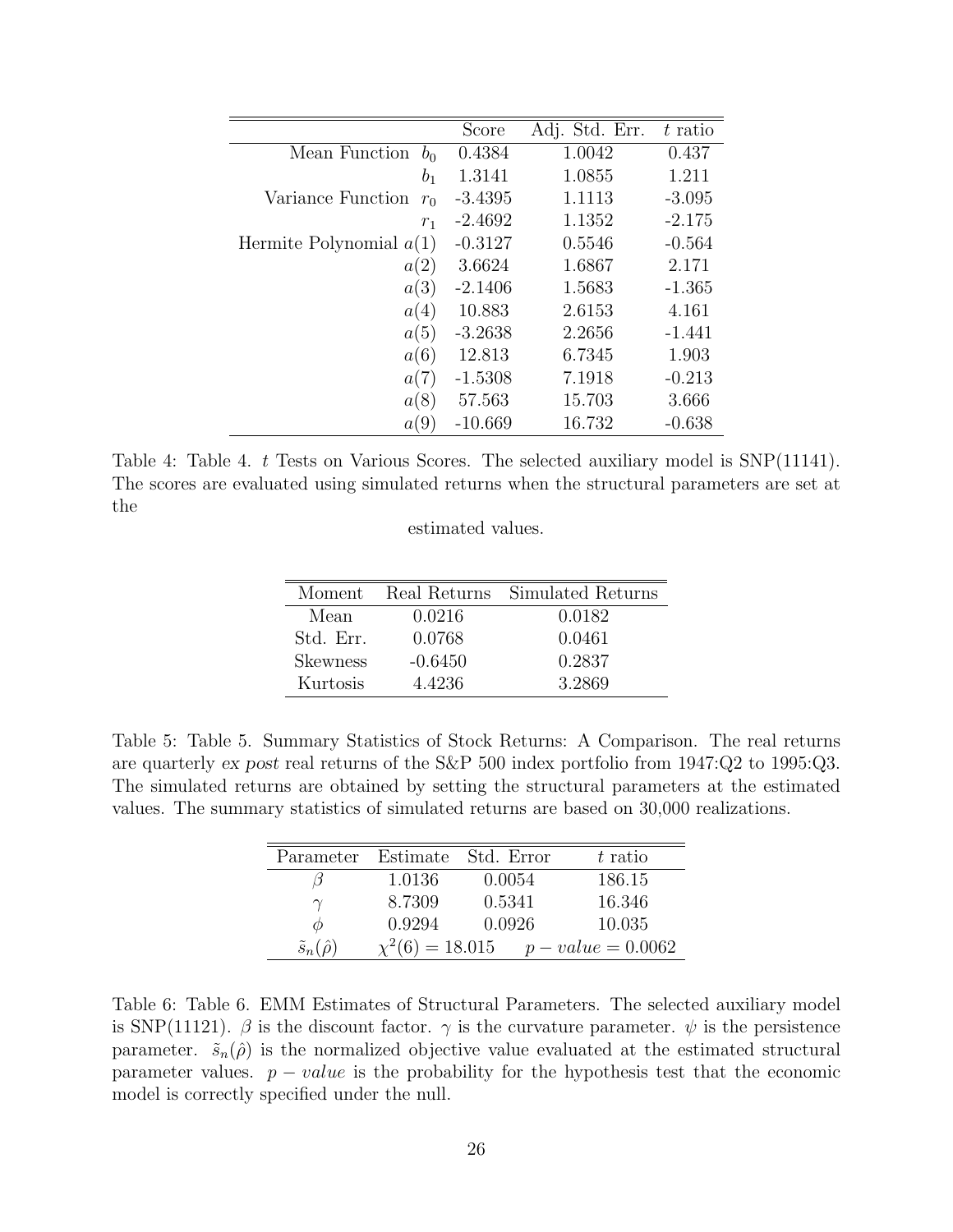|  |  | Score | Adj. Std. Err. | $t$ ratio |
|---|---|---|---|---|
| Mean Function | $b_0$ | 0.4384 | 1.0042 | 0.437 |
|  | $b_1$ | 1.3141 | 1.0855 | 1.211 |
| Variance Function | $r_0$ | -3.4395 | 1.1113 | -3.095 |
|  | $r_1$ | -2.4692 | 1.1352 | -2.175 |
| Hermite Polynomial | $a(1)$ | -0.3127 | 0.5546 | -0.564 |
|  | $a(2)$ | 3.6624 | 1.6867 | 2.171 |
|  | $a(3)$ | -2.1406 | 1.5683 | -1.365 |
|  | $a(4)$ | 10.883 | 2.6153 | 4.161 |
|  | $a(5)$ | -3.2638 | 2.2656 | -1.441 |
|  | $a(6)$ | 12.813 | 6.7345 | 1.903 |
|  | $a(7)$ | -1.5308 | 7.1918 | -0.213 |
|  | $a(8)$ | 57.563 | 15.703 | 3.666 |
|  | $a(9)$ | -10.669 | 16.732 | -0.638 |

Table 4: Table 4. $t$ Tests on Various Scores. The selected auxiliary model is SNP(11141). The scores are evaluated using simulated returns when the structural parameters are set at the

estimated values.

| Moment | Real Returns | Simulated Returns |
|---|---|---|
| Mean | 0.0216 | 0.0182 |
| Std. Err. | 0.0768 | 0.0461 |
| Skewness | -0.6450 | 0.2837 |
| Kurtosis | 4.4236 | 3.2869 |

Table 5: Table 5. Summary Statistics of Stock Returns: A Comparison. The real returns are quarterly *ex post* real returns of the S&P 500 index portfolio from 1947:Q2 to 1995:Q3. The simulated returns are obtained by setting the structural parameters at the estimated values. The summary statistics of simulated returns are based on 30,000 realizations.

| Parameter | Estimate | Std. Error | $t$ ratio |
|---|---|---|---|
| $\beta$ | 1.0136 | 0.0054 | 186.15 |
| $\gamma$ | 8.7309 | 0.5341 | 16.346 |
| $\phi$ | 0.9294 | 0.0926 | 10.035 |
| $\tilde{s}_n(\hat{\rho})$ | $\chi^2(6) = 18.015$ |  | $p-value = 0.0062$ |

Table 6: Table 6. EMM Estimates of Structural Parameters. The selected auxiliary model is SNP(11121). $\beta$ is the discount factor. $\gamma$ is the curvature parameter. $\psi$ is the persistence parameter. $\tilde{s}_n(\hat{\rho})$ is the normalized objective value evaluated at the estimated structural parameter values. $p-value$ is the probability for the hypothesis test that the economic model is correctly specified under the null.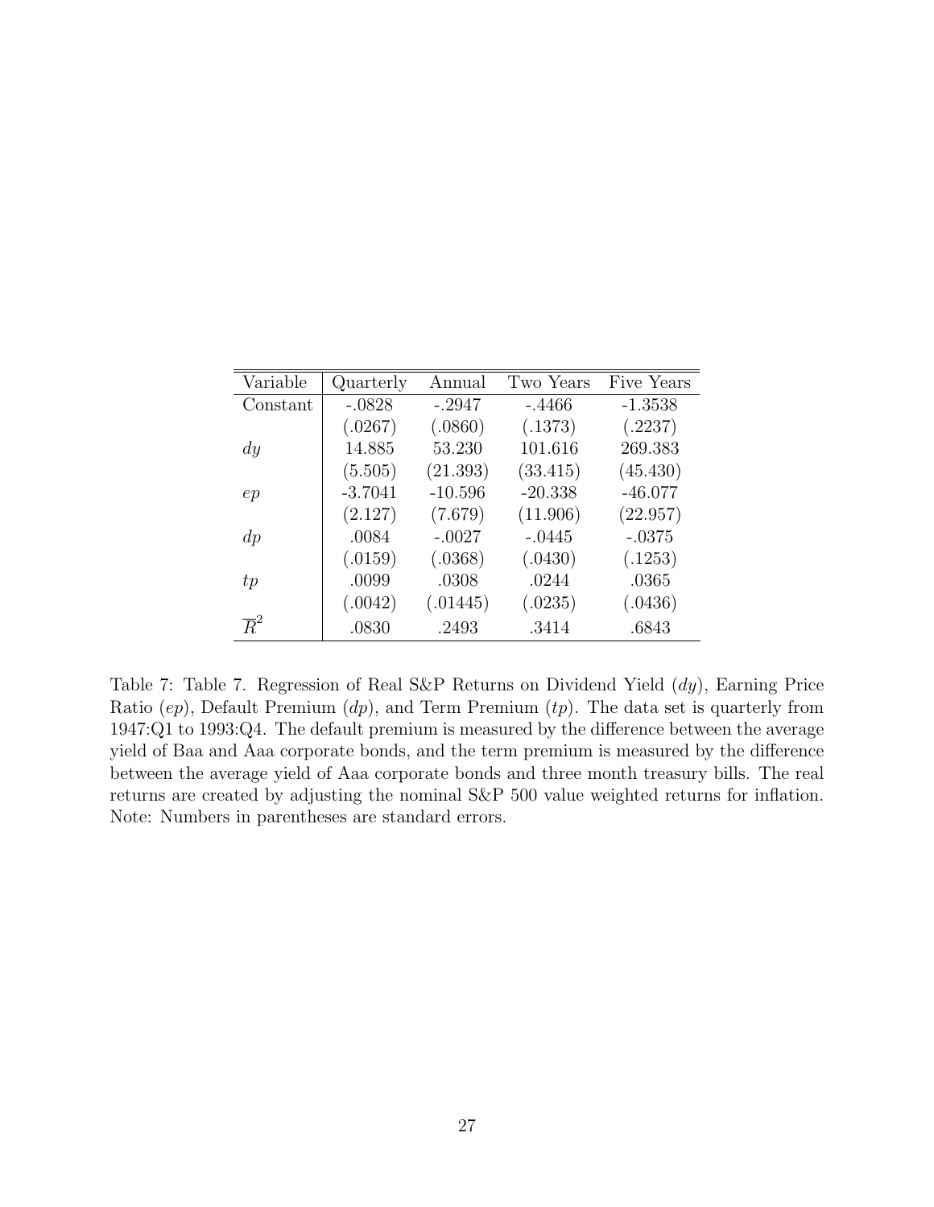| Variable | Quarterly | Annual | Two Years | Five Years |
|---|---|---|---|---|
| Constant | -.0828 | -.2947 | -.4466 | -1.3538 |
| | (.0267) | (.0860) | (.1373) | (.2237) |
| $dy$ | 14.885 | 53.230 | 101.616 | 269.383 |
| | (5.505) | (21.393) | (33.415) | (45.430) |
| $ep$ | -3.7041 | -10.596 | -20.338 | -46.077 |
| | (2.127) | (7.679) | (11.906) | (22.957) |
| $dp$ | .0084 | -.0027 | -.0445 | -.0375 |
| | (.0159) | (.0368) | (.0430) | (.1253) |
| $tp$ | .0099 | .0308 | .0244 | .0365 |
| | (.0042) | (.01445) | (.0235) | (.0436) |
| $\overline{R}^2$ | .0830 | .2493 | .3414 | .6843 |

Table 7: Table 7. Regression of Real S&P Returns on Dividend Yield ($dy$), Earning Price Ratio ($ep$), Default Premium ($dp$), and Term Premium ($tp$). The data set is quarterly from 1947:Q1 to 1993:Q4. The default premium is measured by the difference between the average yield of Baa and Aaa corporate bonds, and the term premium is measured by the difference between the average yield of Aaa corporate bonds and three month treasury bills. The real returns are created by adjusting the nominal S&P 500 value weighted returns for inflation. Note: Numbers in parentheses are standard errors.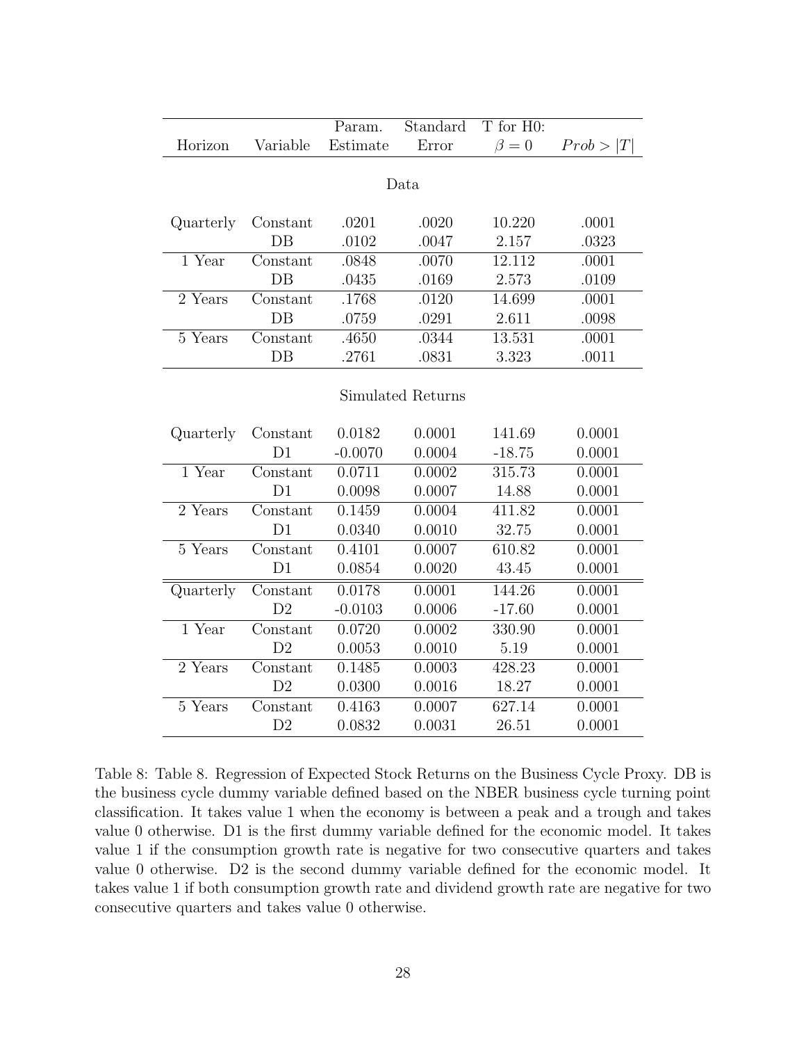| Horizon | Variable | Param. Estimate | Standard Error | T for H0: $\beta = 0$ | $Prob > \|T\|$ |
|---|---|---|---|---|---|
| | | **Data** | | | |
| Quarterly | Constant | .0201 | .0020 | 10.220 | .0001 |
| | DB | .0102 | .0047 | 2.157 | .0323 |
| 1 Year | Constant | .0848 | .0070 | 12.112 | .0001 |
| | DB | .0435 | .0169 | 2.573 | .0109 |
| 2 Years | Constant | .1768 | .0120 | 14.699 | .0001 |
| | DB | .0759 | .0291 | 2.611 | .0098 |
| 5 Years | Constant | .4650 | .0344 | 13.531 | .0001 |
| | DB | .2761 | .0831 | 3.323 | .0011 |
| | | **Simulated Returns** | | | |
| Quarterly | Constant | 0.0182 | 0.0001 | 141.69 | 0.0001 |
| | D1 | -0.0070 | 0.0004 | -18.75 | 0.0001 |
| 1 Year | Constant | 0.0711 | 0.0002 | 315.73 | 0.0001 |
| | D1 | 0.0098 | 0.0007 | 14.88 | 0.0001 |
| 2 Years | Constant | 0.1459 | 0.0004 | 411.82 | 0.0001 |
| | D1 | 0.0340 | 0.0010 | 32.75 | 0.0001 |
| 5 Years | Constant | 0.4101 | 0.0007 | 610.82 | 0.0001 |
| | D1 | 0.0854 | 0.0020 | 43.45 | 0.0001 |
| Quarterly | Constant | 0.0178 | 0.0001 | 144.26 | 0.0001 |
| | D2 | -0.0103 | 0.0006 | -17.60 | 0.0001 |
| 1 Year | Constant | 0.0720 | 0.0002 | 330.90 | 0.0001 |
| | D2 | 0.0053 | 0.0010 | 5.19 | 0.0001 |
| 2 Years | Constant | 0.1485 | 0.0003 | 428.23 | 0.0001 |
| | D2 | 0.0300 | 0.0016 | 18.27 | 0.0001 |
| 5 Years | Constant | 0.4163 | 0.0007 | 627.14 | 0.0001 |
| | D2 | 0.0832 | 0.0031 | 26.51 | 0.0001 |

Table 8: Table 8. Regression of Expected Stock Returns on the Business Cycle Proxy. DB is the business cycle dummy variable defined based on the NBER business cycle turning point classification. It takes value 1 when the economy is between a peak and a trough and takes value 0 otherwise. D1 is the first dummy variable defined for the economic model. It takes value 1 if the consumption growth rate is negative for two consecutive quarters and takes value 0 otherwise. D2 is the second dummy variable defined for the economic model. It takes value 1 if both consumption growth rate and dividend growth rate are negative for two consecutive quarters and takes value 0 otherwise.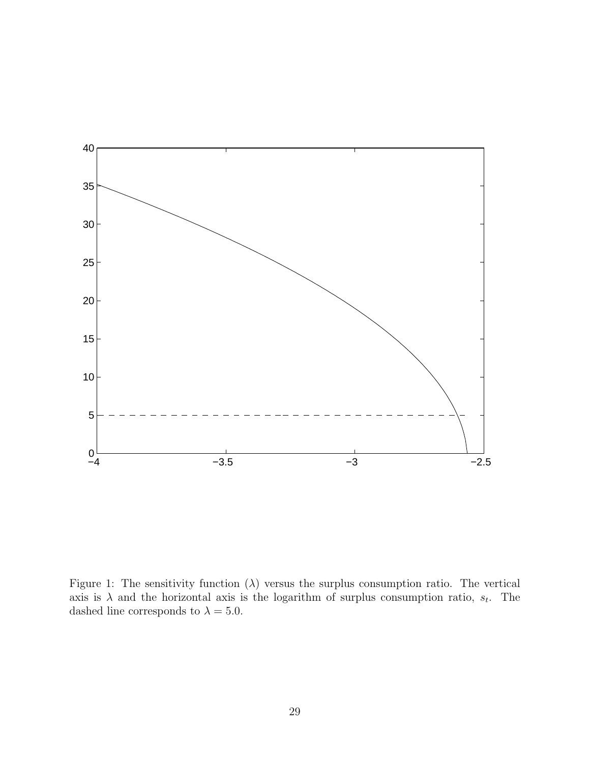Figure 1: The sensitivity function ($\lambda$) versus the surplus consumption ratio. The vertical axis is $\lambda$ and the horizontal axis is the logarithm of surplus consumption ratio, $s_t$. The dashed line corresponds to $\lambda = 5.0$.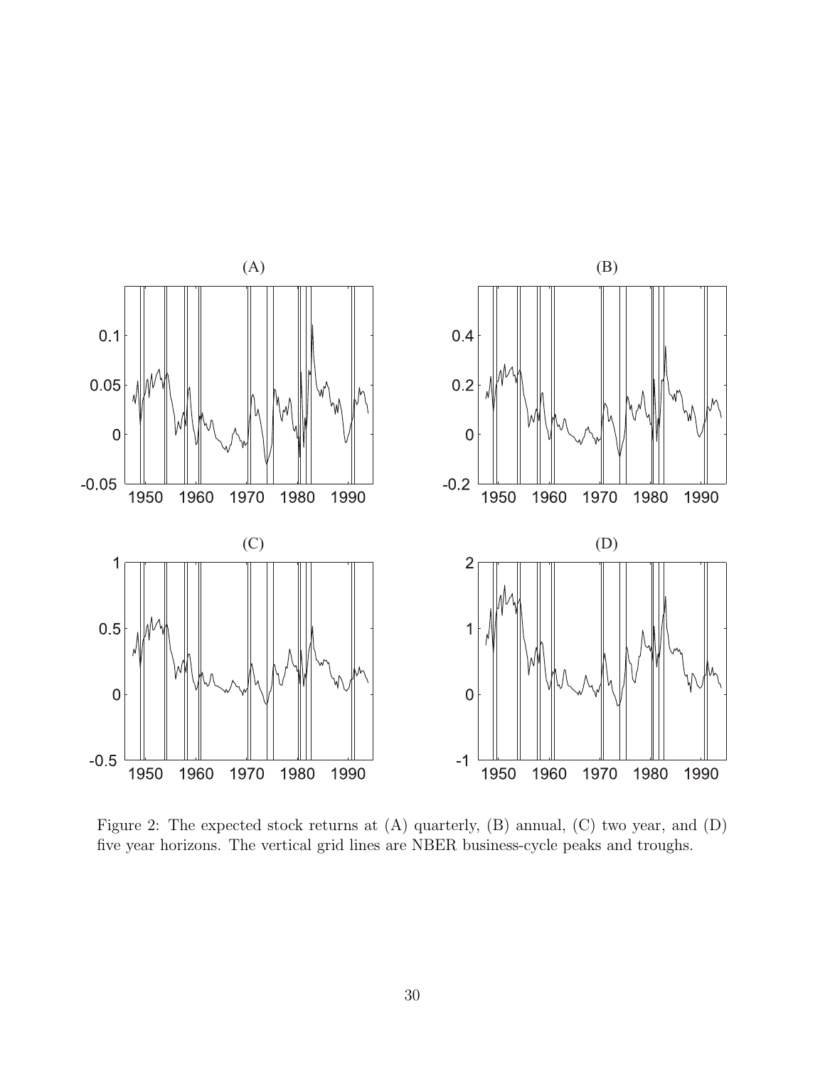(A)

0.1
0.05
0
-0.05
1950 1960 1970 1980 1990

(B)

0.4
0.2
0
-0.2
1950 1960 1970 1980 1990

(C)

1
0.5
0
-0.5
1950 1960 1970 1980 1990

(D)

2
1
0
-1
1950 1960 1970 1980 1990

Figure 2: The expected stock returns at (A) quarterly, (B) annual, (C) two year, and (D) five year horizons. The vertical grid lines are NBER business-cycle peaks and troughs.